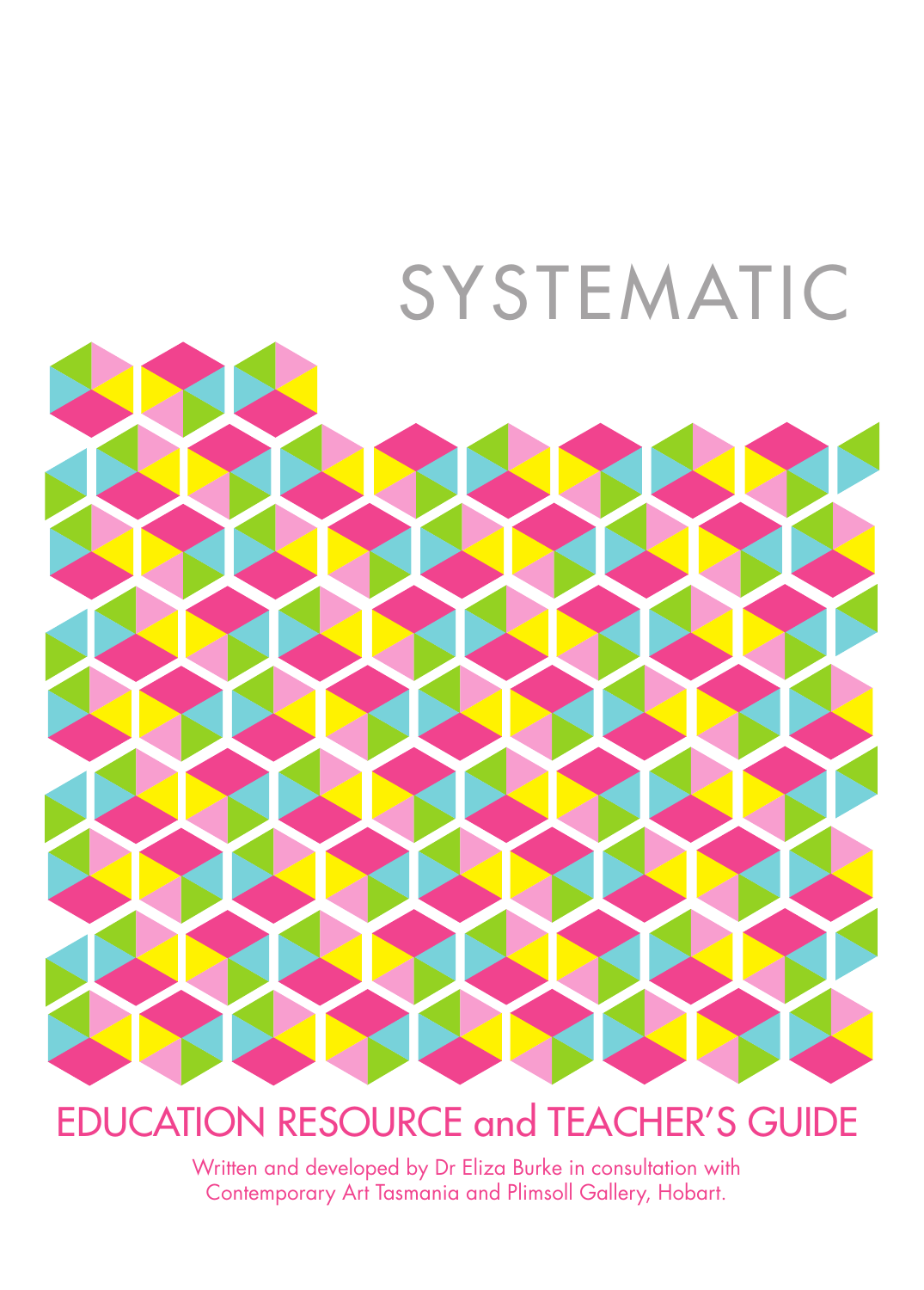# SYSTEMATIC

## EDUCATION RESOURCE and TEACHER'S GUIDE

Written and developed by Dr Eliza Burke in consultation with Contemporary Art Tasmania and Plimsoll Gallery, Hobart.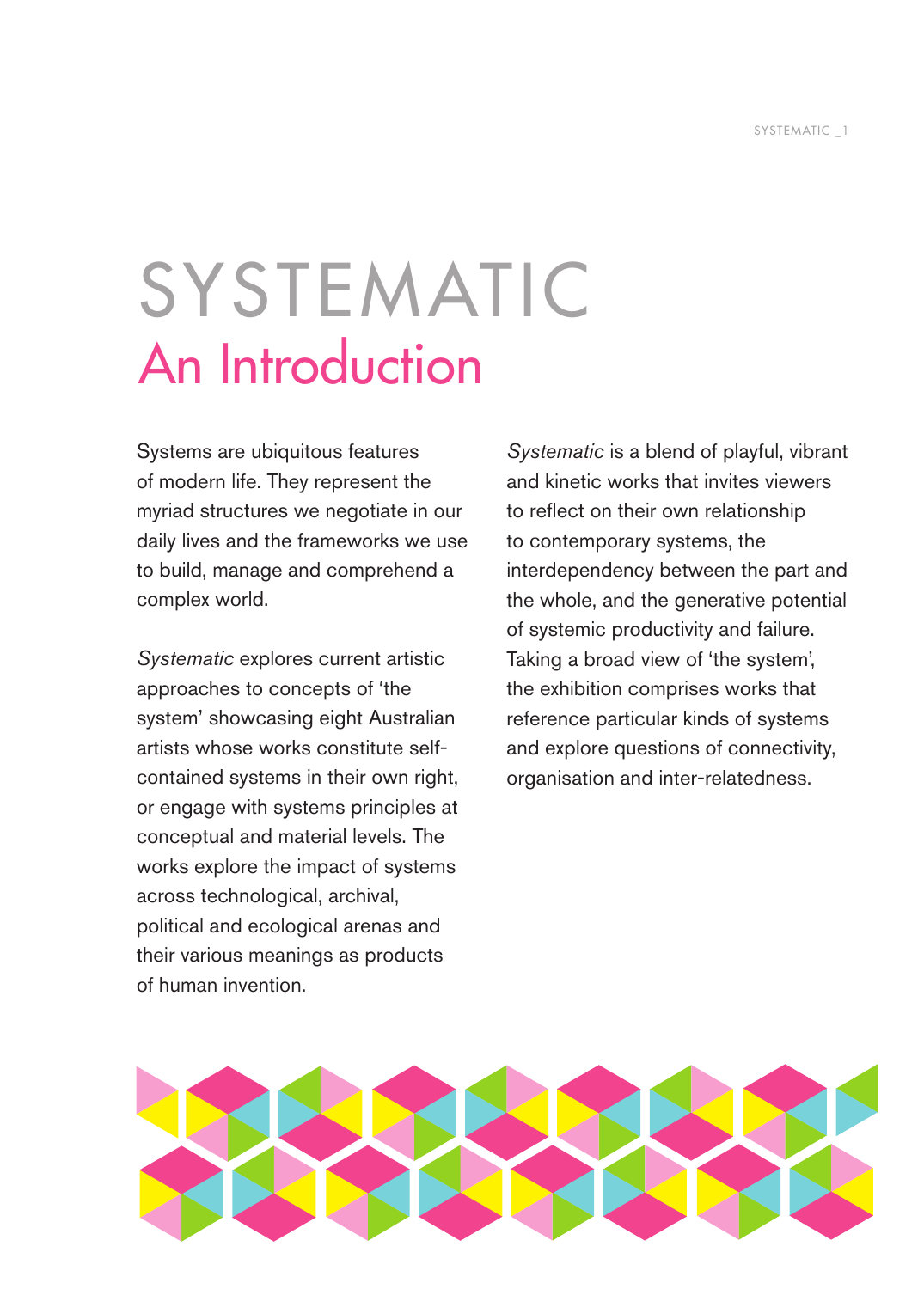# SYSTEMATIC

## An Introduction

Systems are ubiquitous features of modern life. They represent the myriad structures we negotiate in our daily lives and the frameworks we use to build, manage and comprehend a complex world.

*Systematic* explores current artistic approaches to concepts of 'the system' showcasing eight Australian artists whose works constitute self-contained systems in their own right, or engage with systems principles at conceptual and material levels. The works explore the impact of systems across technological, archival, political and ecological arenas and their various meanings as products of human invention.

*Systematic* is a blend of playful, vibrant and kinetic works that invites viewers to reflect on their own relationship to contemporary systems, the interdependency between the part and the whole, and the generative potential of systemic productivity and failure. Taking a broad view of 'the system', the exhibition comprises works that reference particular kinds of systems and explore questions of connectivity, organisation and inter-relatedness.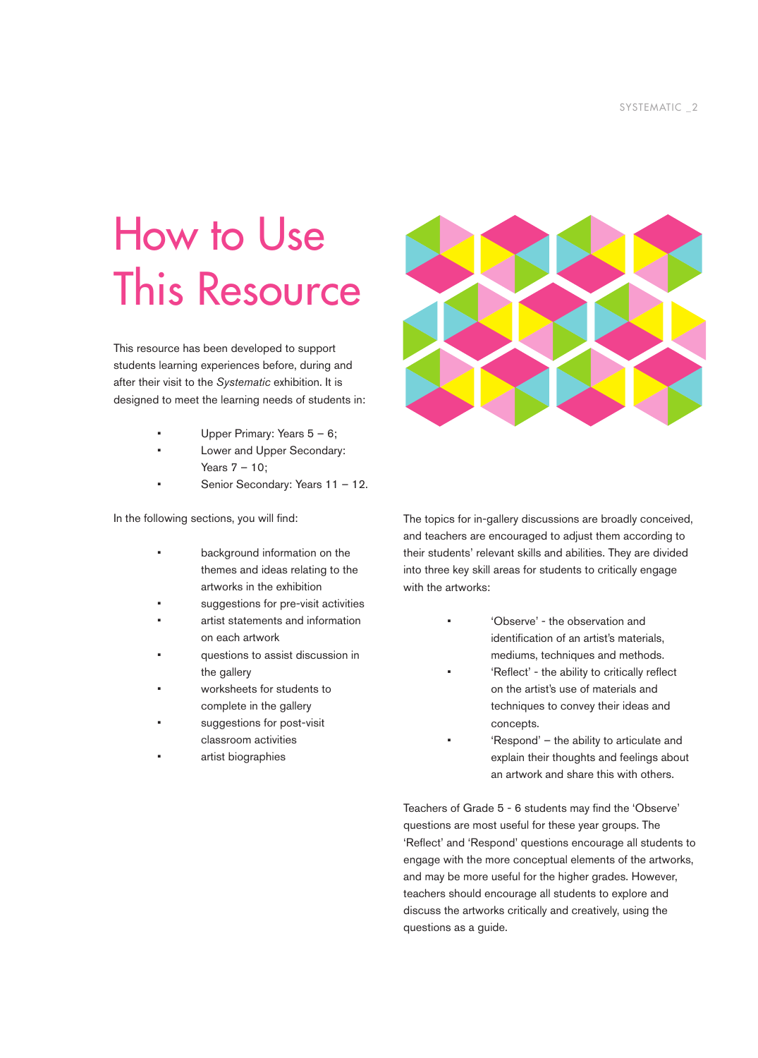# How to Use This Resource

This resource has been developed to support students learning experiences before, during and after their visit to the *Systematic* exhibition. It is designed to meet the learning needs of students in:

- Upper Primary: Years 5 – 6;
- Lower and Upper Secondary: Years 7 – 10;
- Senior Secondary: Years 11 – 12.

In the following sections, you will find:

- background information on the themes and ideas relating to the artworks in the exhibition
- suggestions for pre-visit activities
- artist statements and information on each artwork
- questions to assist discussion in the gallery
- worksheets for students to complete in the gallery
- suggestions for post-visit classroom activities
- artist biographies

The topics for in-gallery discussions are broadly conceived, and teachers are encouraged to adjust them according to their students' relevant skills and abilities. They are divided into three key skill areas for students to critically engage with the artworks:

- 'Observe' - the observation and identification of an artist's materials, mediums, techniques and methods.
- 'Reflect' - the ability to critically reflect on the artist's use of materials and techniques to convey their ideas and concepts.
- 'Respond' – the ability to articulate and explain their thoughts and feelings about an artwork and share this with others.

Teachers of Grade 5 - 6 students may find the 'Observe' questions are most useful for these year groups. The 'Reflect' and 'Respond' questions encourage all students to engage with the more conceptual elements of the artworks, and may be more useful for the higher grades. However, teachers should encourage all students to explore and discuss the artworks critically and creatively, using the questions as a guide.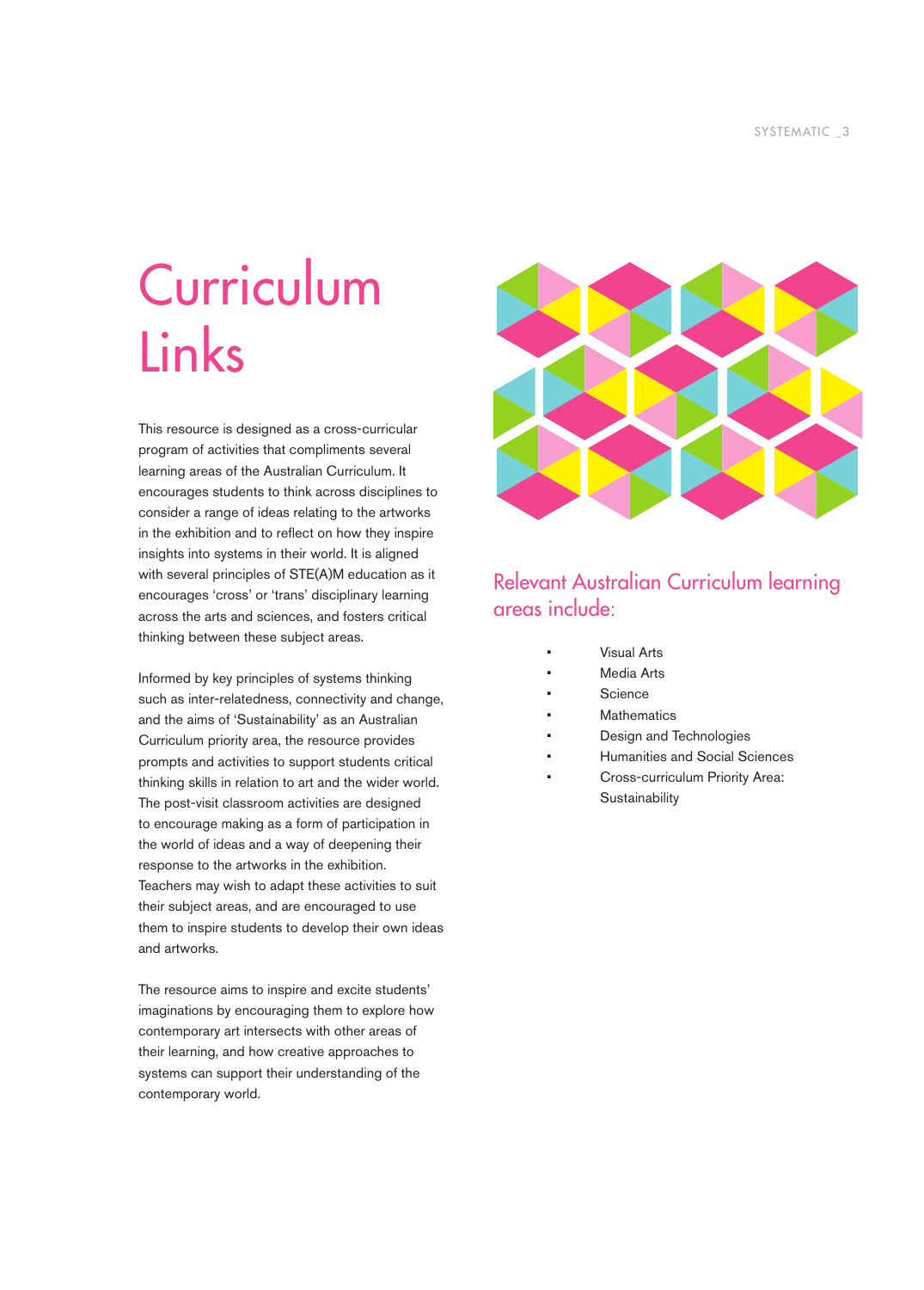# Curriculum Links

This resource is designed as a cross-curricular program of activities that compliments several learning areas of the Australian Curriculum. It encourages students to think across disciplines to consider a range of ideas relating to the artworks in the exhibition and to reflect on how they inspire insights into systems in their world. It is aligned with several principles of STE(A)M education as it encourages 'cross' or 'trans' disciplinary learning across the arts and sciences, and fosters critical thinking between these subject areas.

Informed by key principles of systems thinking such as inter-relatedness, connectivity and change, and the aims of 'Sustainability' as an Australian Curriculum priority area, the resource provides prompts and activities to support students critical thinking skills in relation to art and the wider world. The post-visit classroom activities are designed to encourage making as a form of participation in the world of ideas and a way of deepening their response to the artworks in the exhibition. Teachers may wish to adapt these activities to suit their subject areas, and are encouraged to use them to inspire students to develop their own ideas and artworks.

The resource aims to inspire and excite students' imaginations by encouraging them to explore how contemporary art intersects with other areas of their learning, and how creative approaches to systems can support their understanding of the contemporary world.

## Relevant Australian Curriculum learning areas include:

- Visual Arts
- Media Arts
- Science
- Mathematics
- Design and Technologies
- Humanities and Social Sciences
- Cross-curriculum Priority Area: Sustainability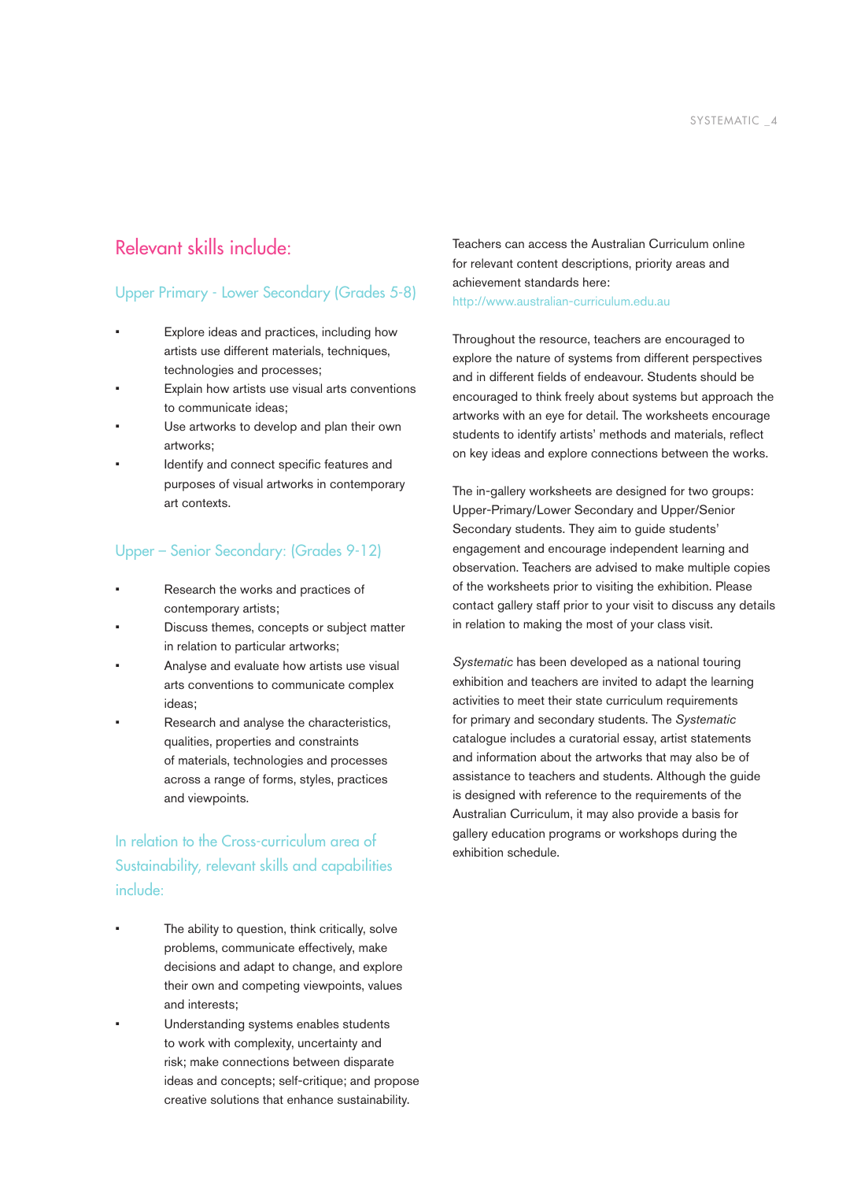## Relevant skills include:

### Upper Primary - Lower Secondary (Grades 5-8)

- Explore ideas and practices, including how artists use different materials, techniques, technologies and processes;
- Explain how artists use visual arts conventions to communicate ideas;
- Use artworks to develop and plan their own artworks;
- Identify and connect specific features and purposes of visual artworks in contemporary art contexts.

### Upper – Senior Secondary: (Grades 9-12)

- Research the works and practices of contemporary artists;
- Discuss themes, concepts or subject matter in relation to particular artworks;
- Analyse and evaluate how artists use visual arts conventions to communicate complex ideas;
- Research and analyse the characteristics, qualities, properties and constraints of materials, technologies and processes across a range of forms, styles, practices and viewpoints.

### In relation to the Cross-curriculum area of Sustainability, relevant skills and capabilities include:

- The ability to question, think critically, solve problems, communicate effectively, make decisions and adapt to change, and explore their own and competing viewpoints, values and interests;
- Understanding systems enables students to work with complexity, uncertainty and risk; make connections between disparate ideas and concepts; self-critique; and propose creative solutions that enhance sustainability.

Teachers can access the Australian Curriculum online for relevant content descriptions, priority areas and achievement standards here: http://www.australian-curriculum.edu.au

Throughout the resource, teachers are encouraged to explore the nature of systems from different perspectives and in different fields of endeavour. Students should be encouraged to think freely about systems but approach the artworks with an eye for detail. The worksheets encourage students to identify artists' methods and materials, reflect on key ideas and explore connections between the works.

The in-gallery worksheets are designed for two groups: Upper-Primary/Lower Secondary and Upper/Senior Secondary students. They aim to guide students' engagement and encourage independent learning and observation. Teachers are advised to make multiple copies of the worksheets prior to visiting the exhibition. Please contact gallery staff prior to your visit to discuss any details in relation to making the most of your class visit.

*Systematic* has been developed as a national touring exhibition and teachers are invited to adapt the learning activities to meet their state curriculum requirements for primary and secondary students. The *Systematic* catalogue includes a curatorial essay, artist statements and information about the artworks that may also be of assistance to teachers and students. Although the guide is designed with reference to the requirements of the Australian Curriculum, it may also provide a basis for gallery education programs or workshops during the exhibition schedule.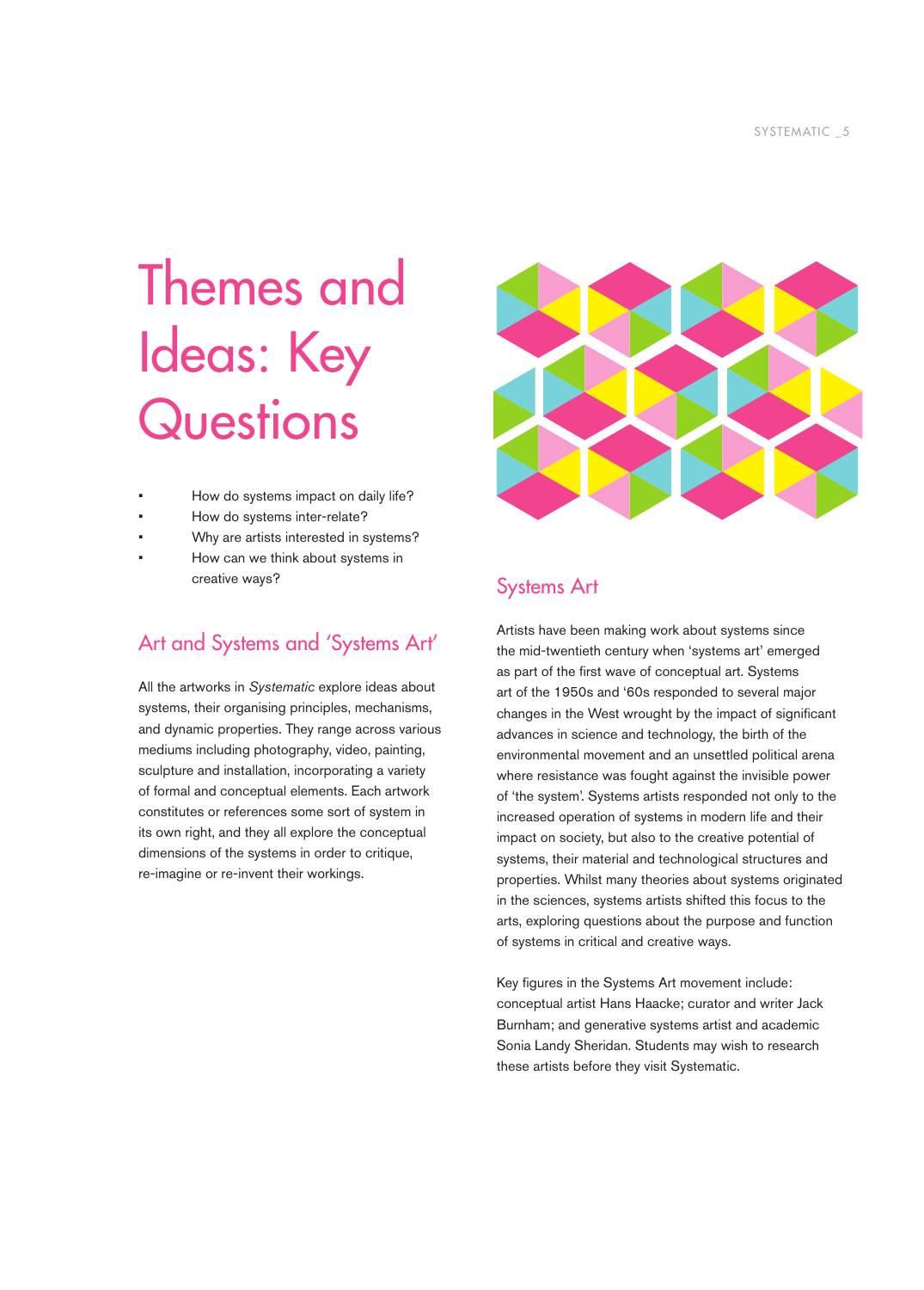# Themes and Ideas: Key Questions

- How do systems impact on daily life?
- How do systems inter-relate?
- Why are artists interested in systems?
- How can we think about systems in creative ways?

## Art and Systems and 'Systems Art'

All the artworks in *Systematic* explore ideas about systems, their organising principles, mechanisms, and dynamic properties. They range across various mediums including photography, video, painting, sculpture and installation, incorporating a variety of formal and conceptual elements. Each artwork constitutes or references some sort of system in its own right, and they all explore the conceptual dimensions of the systems in order to critique, re-imagine or re-invent their workings.

## Systems Art

Artists have been making work about systems since the mid-twentieth century when 'systems art' emerged as part of the first wave of conceptual art. Systems art of the 1950s and '60s responded to several major changes in the West wrought by the impact of significant advances in science and technology, the birth of the environmental movement and an unsettled political arena where resistance was fought against the invisible power of 'the system'. Systems artists responded not only to the increased operation of systems in modern life and their impact on society, but also to the creative potential of systems, their material and technological structures and properties. Whilst many theories about systems originated in the sciences, systems artists shifted this focus to the arts, exploring questions about the purpose and function of systems in critical and creative ways.

Key figures in the Systems Art movement include: conceptual artist Hans Haacke; curator and writer Jack Burnham; and generative systems artist and academic Sonia Landy Sheridan. Students may wish to research these artists before they visit Systematic.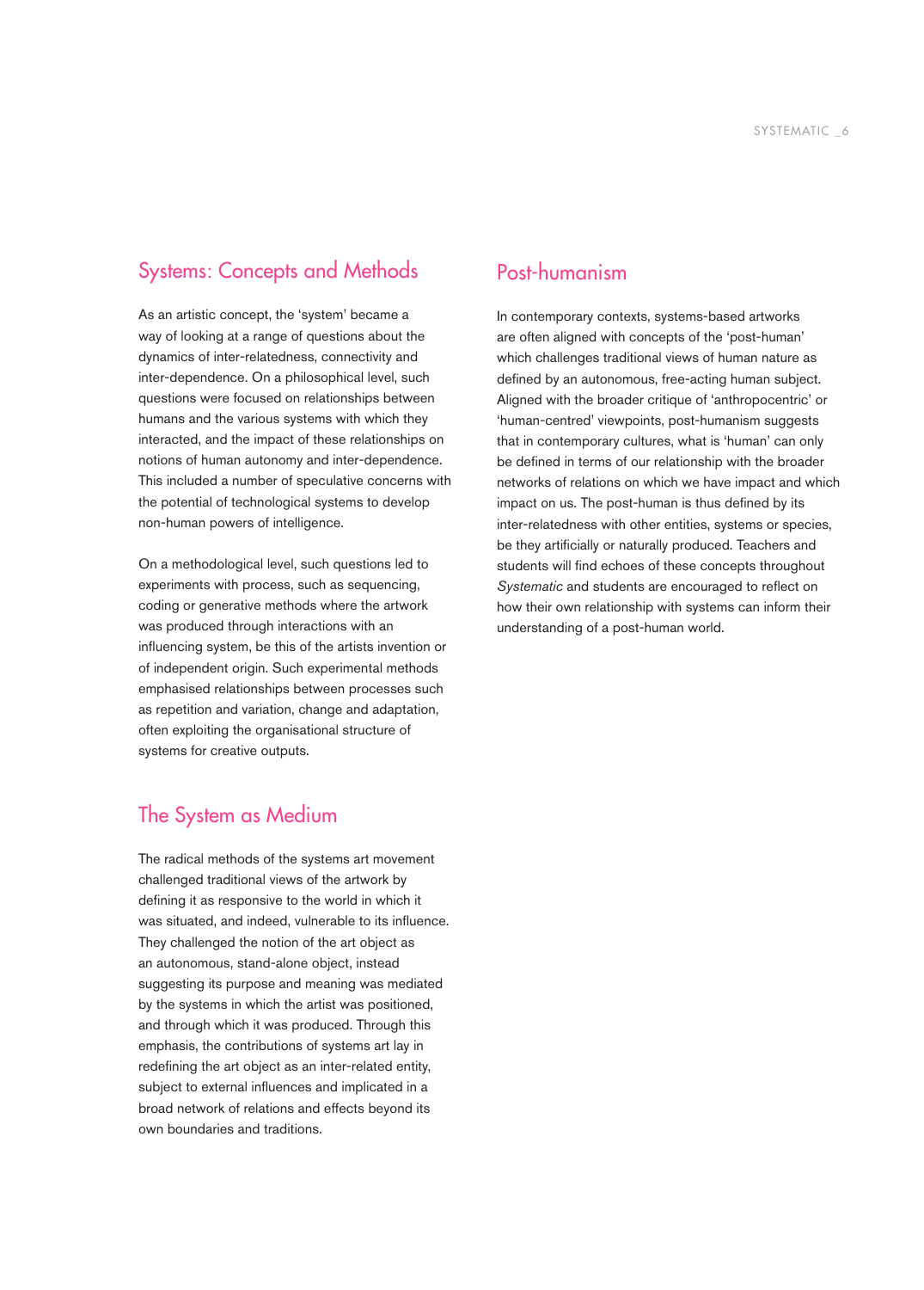## Systems: Concepts and Methods

As an artistic concept, the 'system' became a way of looking at a range of questions about the dynamics of inter-relatedness, connectivity and inter-dependence. On a philosophical level, such questions were focused on relationships between humans and the various systems with which they interacted, and the impact of these relationships on notions of human autonomy and inter-dependence. This included a number of speculative concerns with the potential of technological systems to develop non-human powers of intelligence.

On a methodological level, such questions led to experiments with process, such as sequencing, coding or generative methods where the artwork was produced through interactions with an influencing system, be this of the artists invention or of independent origin. Such experimental methods emphasised relationships between processes such as repetition and variation, change and adaptation, often exploiting the organisational structure of systems for creative outputs.

## The System as Medium

The radical methods of the systems art movement challenged traditional views of the artwork by defining it as responsive to the world in which it was situated, and indeed, vulnerable to its influence. They challenged the notion of the art object as an autonomous, stand-alone object, instead suggesting its purpose and meaning was mediated by the systems in which the artist was positioned, and through which it was produced. Through this emphasis, the contributions of systems art lay in redefining the art object as an inter-related entity, subject to external influences and implicated in a broad network of relations and effects beyond its own boundaries and traditions.

## Post-humanism

In contemporary contexts, systems-based artworks are often aligned with concepts of the 'post-human' which challenges traditional views of human nature as defined by an autonomous, free-acting human subject. Aligned with the broader critique of 'anthropocentric' or 'human-centred' viewpoints, post-humanism suggests that in contemporary cultures, what is 'human' can only be defined in terms of our relationship with the broader networks of relations on which we have impact and which impact on us. The post-human is thus defined by its inter-relatedness with other entities, systems or species, be they artificially or naturally produced. Teachers and students will find echoes of these concepts throughout *Systematic* and students are encouraged to reflect on how their own relationship with systems can inform their understanding of a post-human world.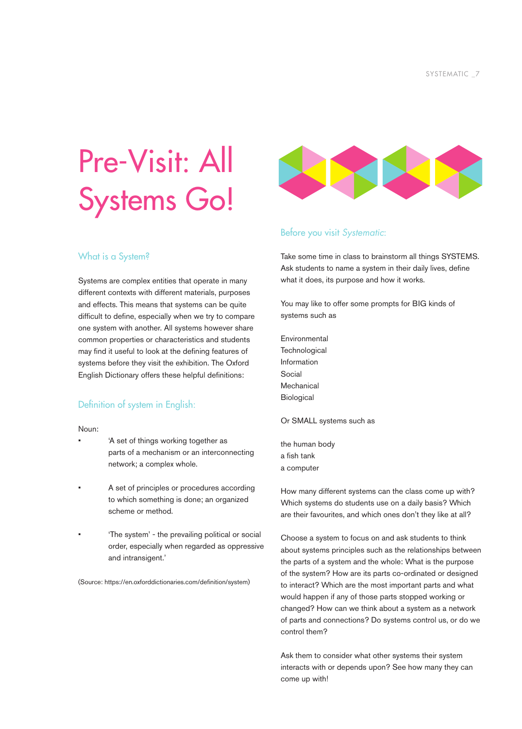# Pre-Visit: All Systems Go!

## What is a System?

Systems are complex entities that operate in many different contexts with different materials, purposes and effects. This means that systems can be quite difficult to define, especially when we try to compare one system with another. All systems however share common properties or characteristics and students may find it useful to look at the defining features of systems before they visit the exhibition. The Oxford English Dictionary offers these helpful definitions:

## Definition of system in English:

Noun:

- 'A set of things working together as parts of a mechanism or an interconnecting network; a complex whole.
- A set of principles or procedures according to which something is done; an organized scheme or method.
- 'The system' - the prevailing political or social order, especially when regarded as oppressive and intransigent.'

(Source: https://en.oxforddictionaries.com/definition/system)

## Before you visit *Systematic*:

Take some time in class to brainstorm all things SYSTEMS. Ask students to name a system in their daily lives, define what it does, its purpose and how it works.

You may like to offer some prompts for BIG kinds of systems such as

Environmental  
Technological  
Information  
Social  
Mechanical  
Biological

Or SMALL systems such as

the human body  
a fish tank  
a computer

How many different systems can the class come up with? Which systems do students use on a daily basis? Which are their favourites, and which ones don't they like at all?

Choose a system to focus on and ask students to think about systems principles such as the relationships between the parts of a system and the whole: What is the purpose of the system? How are its parts co-ordinated or designed to interact? Which are the most important parts and what would happen if any of those parts stopped working or changed? How can we think about a system as a network of parts and connections? Do systems control us, or do we control them?

Ask them to consider what other systems their system interacts with or depends upon? See how many they can come up with!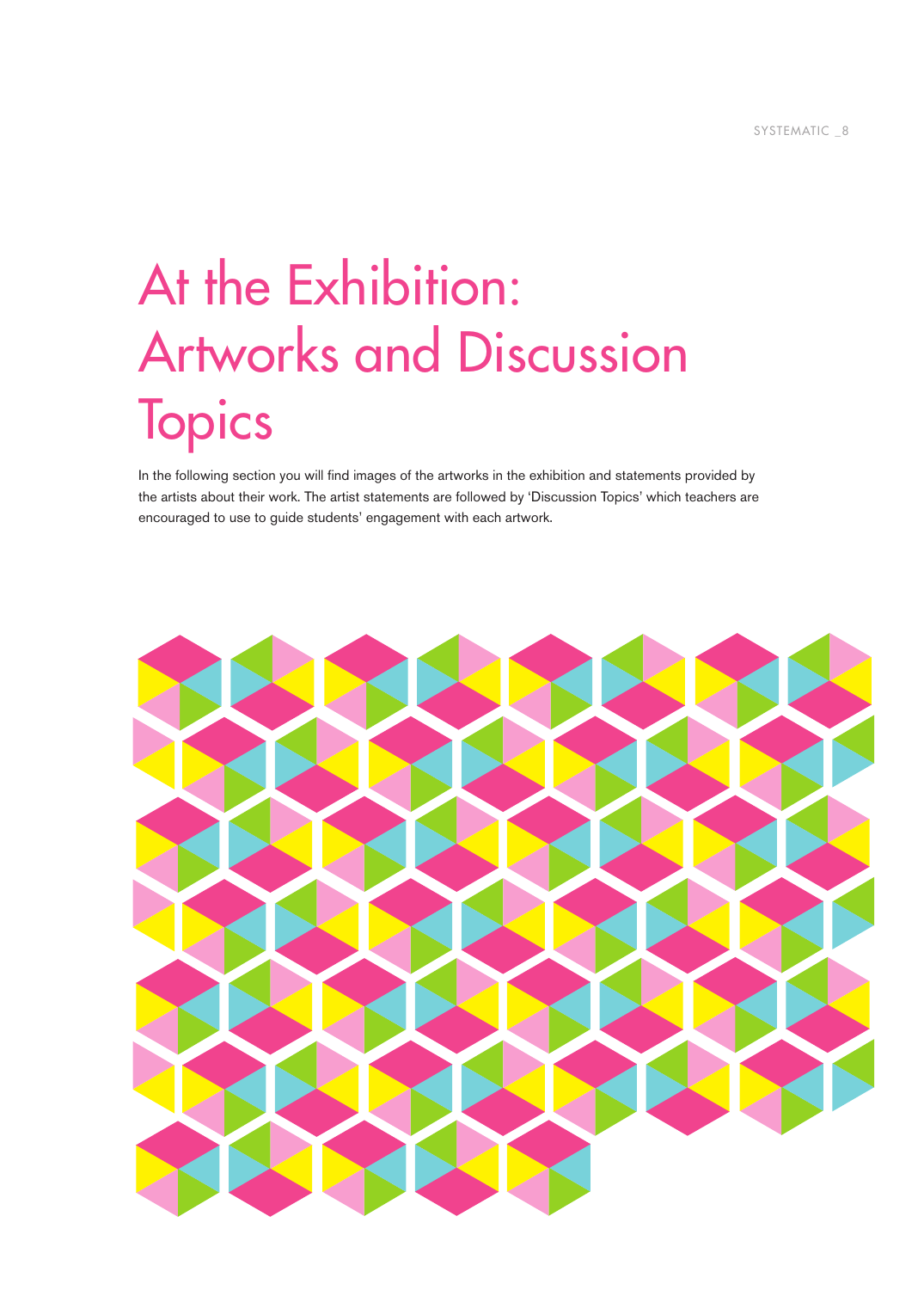# At the Exhibition: Artworks and Discussion Topics

In the following section you will find images of the artworks in the exhibition and statements provided by the artists about their work. The artist statements are followed by 'Discussion Topics' which teachers are encouraged to use to guide students' engagement with each artwork.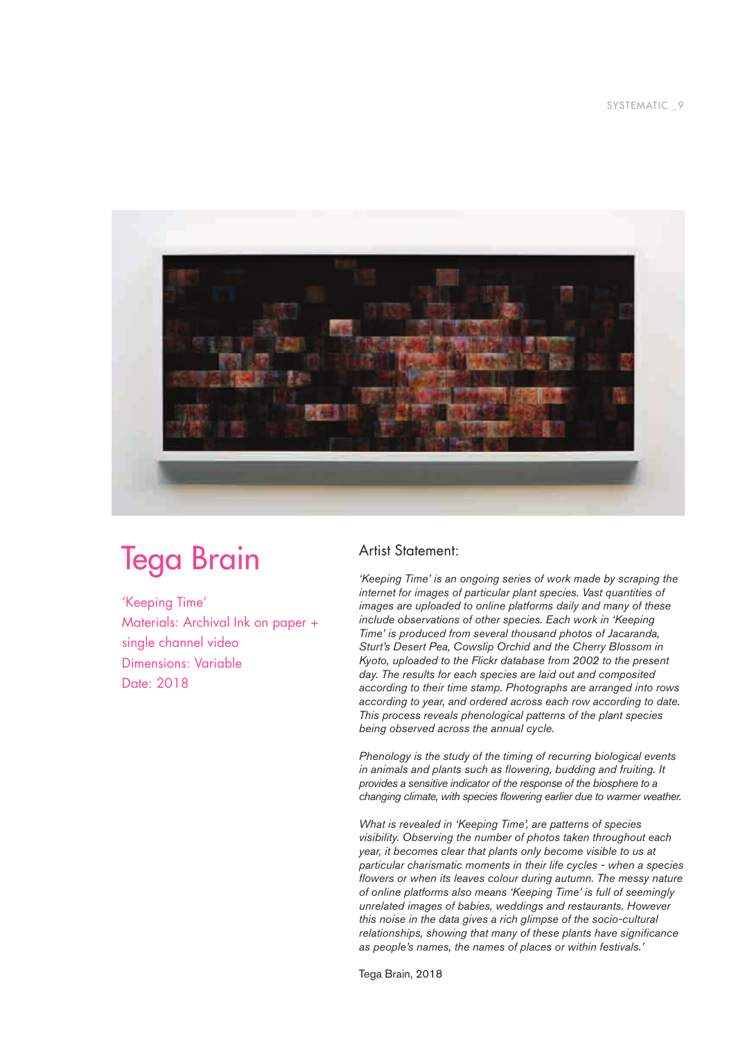# Tega Brain

'Keeping Time'
Materials: Archival Ink on paper + single channel video
Dimensions: Variable
Date: 2018

## Artist Statement:

*'Keeping Time' is an ongoing series of work made by scraping the internet for images of particular plant species. Vast quantities of images are uploaded to online platforms daily and many of these include observations of other species. Each work in 'Keeping Time' is produced from several thousand photos of Jacaranda, Sturt's Desert Pea, Cowslip Orchid and the Cherry Blossom in Kyoto, uploaded to the Flickr database from 2002 to the present day. The results for each species are laid out and composited according to their time stamp. Photographs are arranged into rows according to year, and ordered across each row according to date. This process reveals phenological patterns of the plant species being observed across the annual cycle.*

*Phenology is the study of the timing of recurring biological events in animals and plants such as flowering, budding and fruiting. It provides a sensitive indicator of the response of the biosphere to a changing climate, with species flowering earlier due to warmer weather.*

*What is revealed in 'Keeping Time', are patterns of species visibility. Observing the number of photos taken throughout each year, it becomes clear that plants only become visible to us at particular charismatic moments in their life cycles - when a species flowers or when its leaves colour during autumn. The messy nature of online platforms also means 'Keeping Time' is full of seemingly unrelated images of babies, weddings and restaurants. However this noise in the data gives a rich glimpse of the socio-cultural relationships, showing that many of these plants have significance as people's names, the names of places or within festivals.'*

Tega Brain, 2018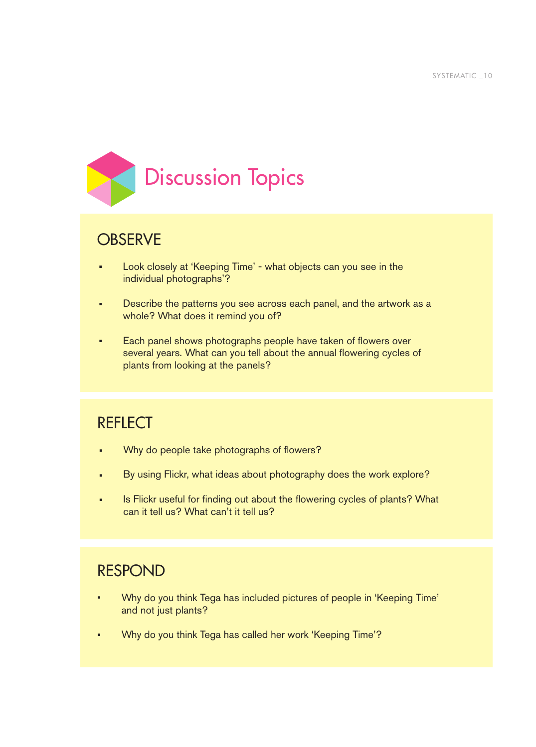# Discussion Topics

## OBSERVE

- Look closely at 'Keeping Time' - what objects can you see in the individual photographs'?
- Describe the patterns you see across each panel, and the artwork as a whole? What does it remind you of?
- Each panel shows photographs people have taken of flowers over several years. What can you tell about the annual flowering cycles of plants from looking at the panels?

## REFLECT

- Why do people take photographs of flowers?
- By using Flickr, what ideas about photography does the work explore?
- Is Flickr useful for finding out about the flowering cycles of plants? What can it tell us? What can't it tell us?

## RESPOND

- Why do you think Tega has included pictures of people in 'Keeping Time' and not just plants?
- Why do you think Tega has called her work 'Keeping Time'?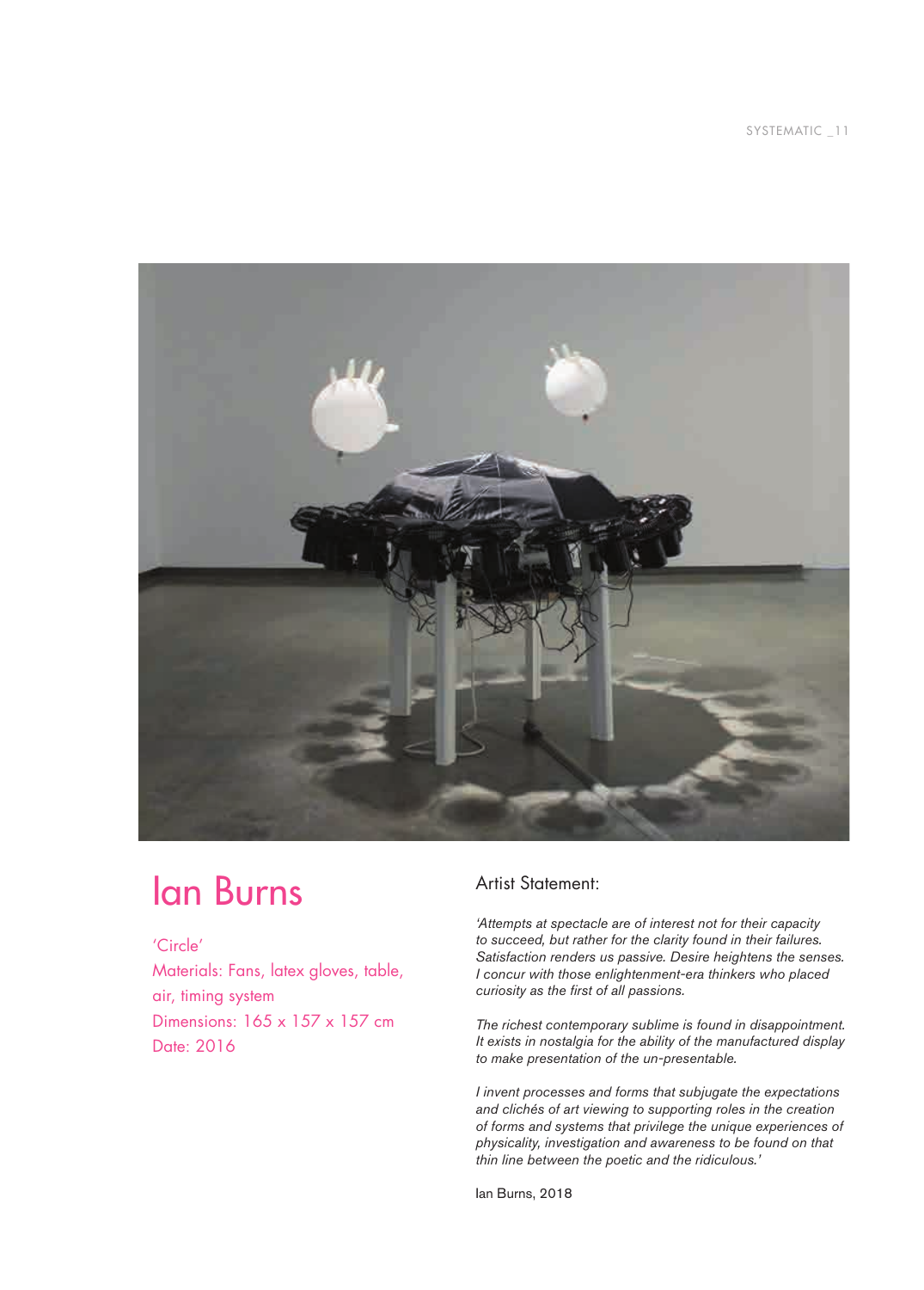# Ian Burns

'Circle'
Materials: Fans, latex gloves, table, air, timing system
Dimensions: 165 x 157 x 157 cm
Date: 2016

## Artist Statement:

*'Attempts at spectacle are of interest not for their capacity to succeed, but rather for the clarity found in their failures. Satisfaction renders us passive. Desire heightens the senses. I concur with those enlightenment-era thinkers who placed curiosity as the first of all passions.*

*The richest contemporary sublime is found in disappointment. It exists in nostalgia for the ability of the manufactured display to make presentation of the un-presentable.*

*I invent processes and forms that subjugate the expectations and clichés of art viewing to supporting roles in the creation of forms and systems that privilege the unique experiences of physicality, investigation and awareness to be found on that thin line between the poetic and the ridiculous.'*

Ian Burns, 2018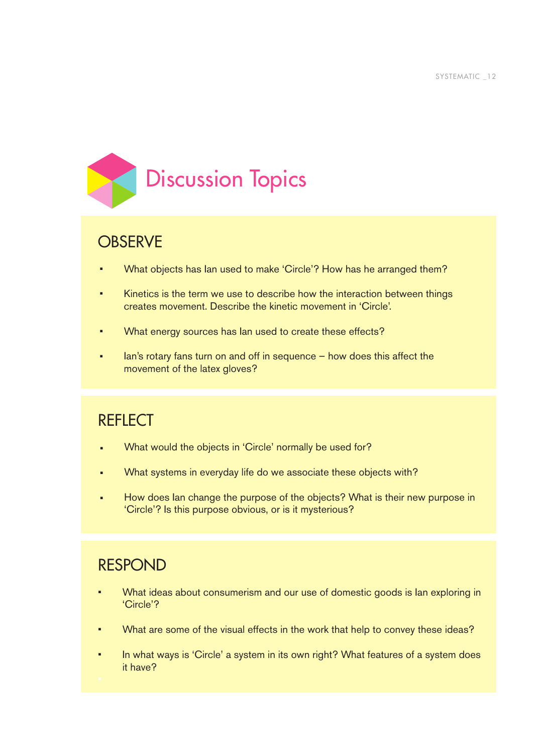# Discussion Topics

## OBSERVE

- What objects has Ian used to make 'Circle'? How has he arranged them?
- Kinetics is the term we use to describe how the interaction between things creates movement. Describe the kinetic movement in 'Circle'.
- What energy sources has Ian used to create these effects?
- Ian's rotary fans turn on and off in sequence – how does this affect the movement of the latex gloves?

## REFLECT

- What would the objects in 'Circle' normally be used for?
- What systems in everyday life do we associate these objects with?
- How does Ian change the purpose of the objects? What is their new purpose in 'Circle'? Is this purpose obvious, or is it mysterious?

## RESPOND

- What ideas about consumerism and our use of domestic goods is Ian exploring in 'Circle'?
- What are some of the visual effects in the work that help to convey these ideas?
- In what ways is 'Circle' a system in its own right? What features of a system does it have?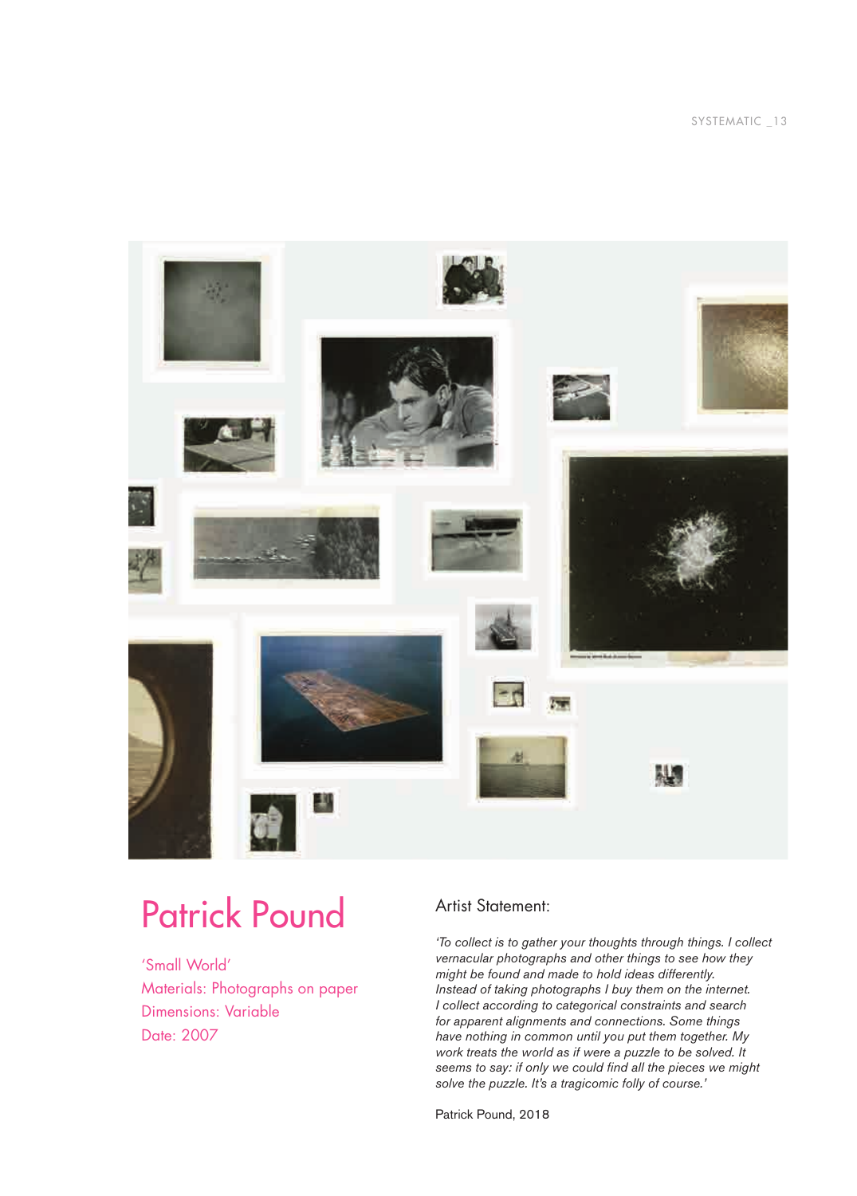# Patrick Pound

'Small World'
Materials: Photographs on paper
Dimensions: Variable
Date: 2007

## Artist Statement:

*'To collect is to gather your thoughts through things. I collect vernacular photographs and other things to see how they might be found and made to hold ideas differently. Instead of taking photographs I buy them on the internet. I collect according to categorical constraints and search for apparent alignments and connections. Some things have nothing in common until you put them together. My work treats the world as if were a puzzle to be solved. It seems to say: if only we could find all the pieces we might solve the puzzle. It's a tragicomic folly of course.'*

Patrick Pound, 2018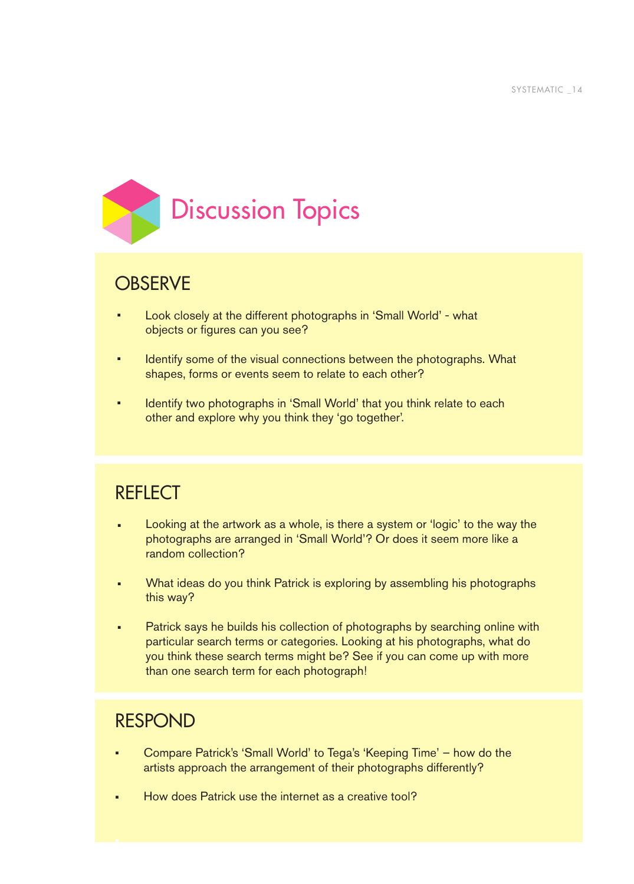# Discussion Topics

## OBSERVE

- Look closely at the different photographs in 'Small World' - what objects or figures can you see?
- Identify some of the visual connections between the photographs. What shapes, forms or events seem to relate to each other?
- Identify two photographs in 'Small World' that you think relate to each other and explore why you think they 'go together'.

## REFLECT

- Looking at the artwork as a whole, is there a system or 'logic' to the way the photographs are arranged in 'Small World'? Or does it seem more like a random collection?
- What ideas do you think Patrick is exploring by assembling his photographs this way?
- Patrick says he builds his collection of photographs by searching online with particular search terms or categories. Looking at his photographs, what do you think these search terms might be? See if you can come up with more than one search term for each photograph!

## RESPOND

- Compare Patrick's 'Small World' to Tega's 'Keeping Time' – how do the artists approach the arrangement of their photographs differently?
- How does Patrick use the internet as a creative tool?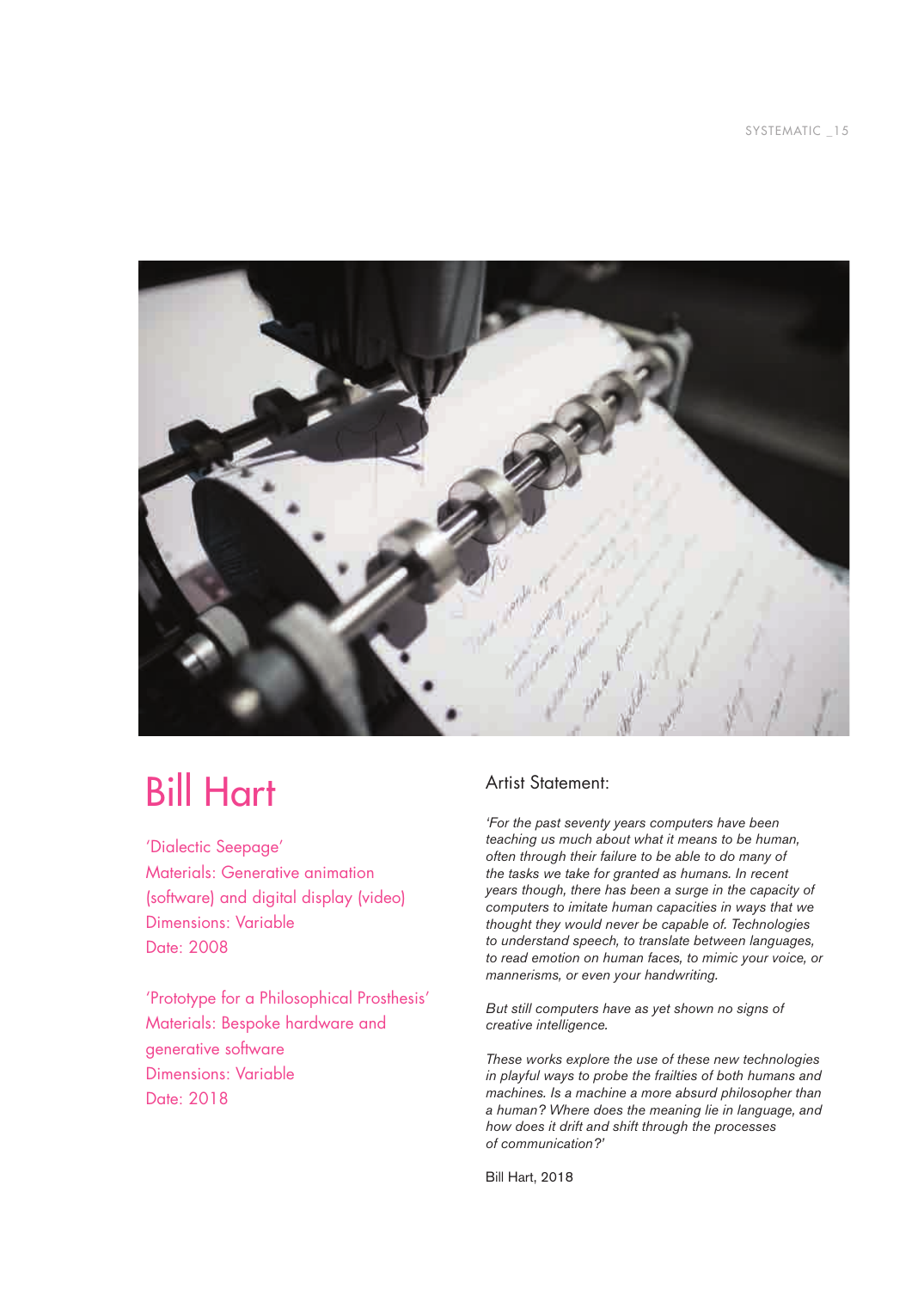# Bill Hart

'Dialectic Seepage'
Materials: Generative animation (software) and digital display (video)
Dimensions: Variable
Date: 2008

'Prototype for a Philosophical Prosthesis'
Materials: Bespoke hardware and generative software
Dimensions: Variable
Date: 2018

## Artist Statement:

*'For the past seventy years computers have been teaching us much about what it means to be human, often through their failure to be able to do many of the tasks we take for granted as humans. In recent years though, there has been a surge in the capacity of computers to imitate human capacities in ways that we thought they would never be capable of. Technologies to understand speech, to translate between languages, to read emotion on human faces, to mimic your voice, or mannerisms, or even your handwriting.*

*But still computers have as yet shown no signs of creative intelligence.*

*These works explore the use of these new technologies in playful ways to probe the frailties of both humans and machines. Is a machine a more absurd philosopher than a human? Where does the meaning lie in language, and how does it drift and shift through the processes of communication?'*

Bill Hart, 2018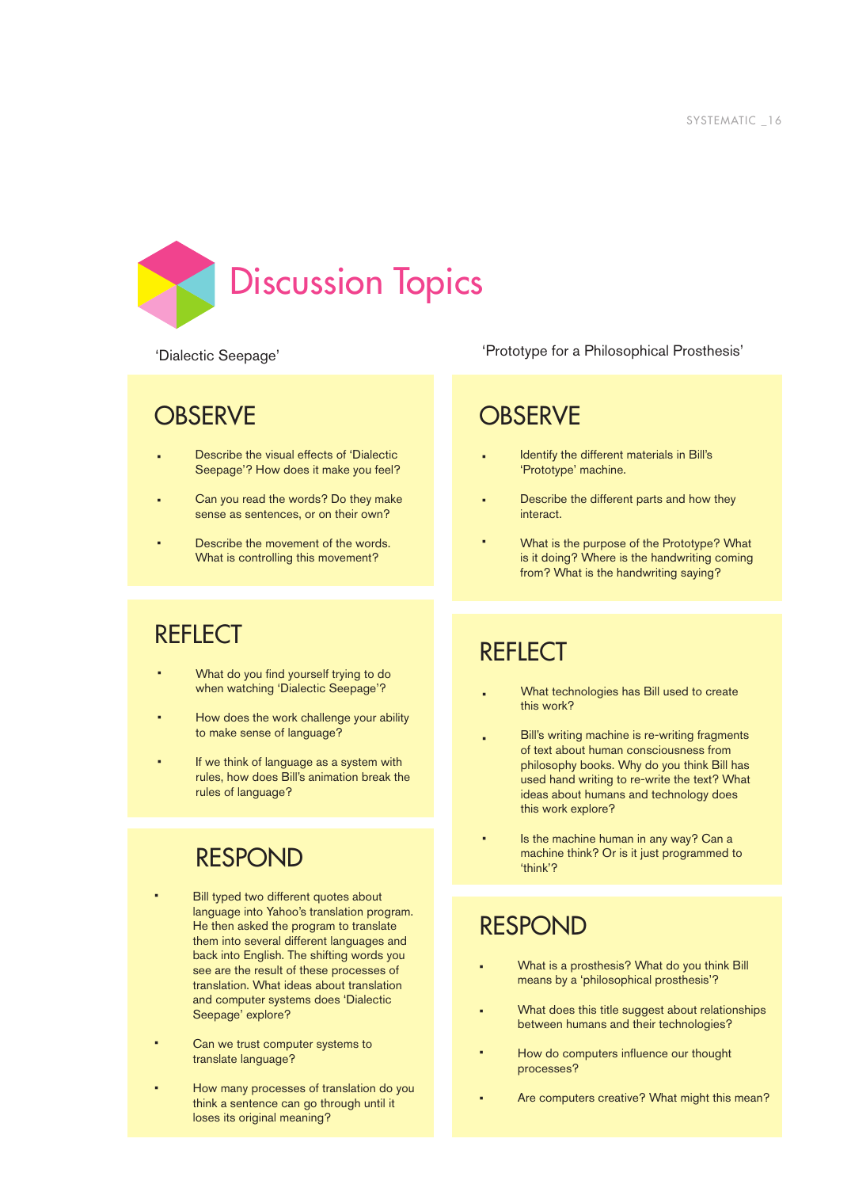# Discussion Topics

## 'Dialectic Seepage'

### OBSERVE

- Describe the visual effects of 'Dialectic Seepage'? How does it make you feel?
- Can you read the words? Do they make sense as sentences, or on their own?
- Describe the movement of the words. What is controlling this movement?

### REFLECT

- What do you find yourself trying to do when watching 'Dialectic Seepage'?
- How does the work challenge your ability to make sense of language?
- If we think of language as a system with rules, how does Bill's animation break the rules of language?

### RESPOND

- Bill typed two different quotes about language into Yahoo's translation program. He then asked the program to translate them into several different languages and back into English. The shifting words you see are the result of these processes of translation. What ideas about translation and computer systems does 'Dialectic Seepage' explore?
- Can we trust computer systems to translate language?
- How many processes of translation do you think a sentence can go through until it loses its original meaning?

## 'Prototype for a Philosophical Prosthesis'

### OBSERVE

- Identify the different materials in Bill's 'Prototype' machine.
- Describe the different parts and how they interact.
- What is the purpose of the Prototype? What is it doing? Where is the handwriting coming from? What is the handwriting saying?

### REFLECT

- What technologies has Bill used to create this work?
- Bill's writing machine is re-writing fragments of text about human consciousness from philosophy books. Why do you think Bill has used hand writing to re-write the text? What ideas about humans and technology does this work explore?
- Is the machine human in any way? Can a machine think? Or is it just programmed to 'think'?

### RESPOND

- What is a prosthesis? What do you think Bill means by a 'philosophical prosthesis'?
- What does this title suggest about relationships between humans and their technologies?
- How do computers influence our thought processes?
- Are computers creative? What might this mean?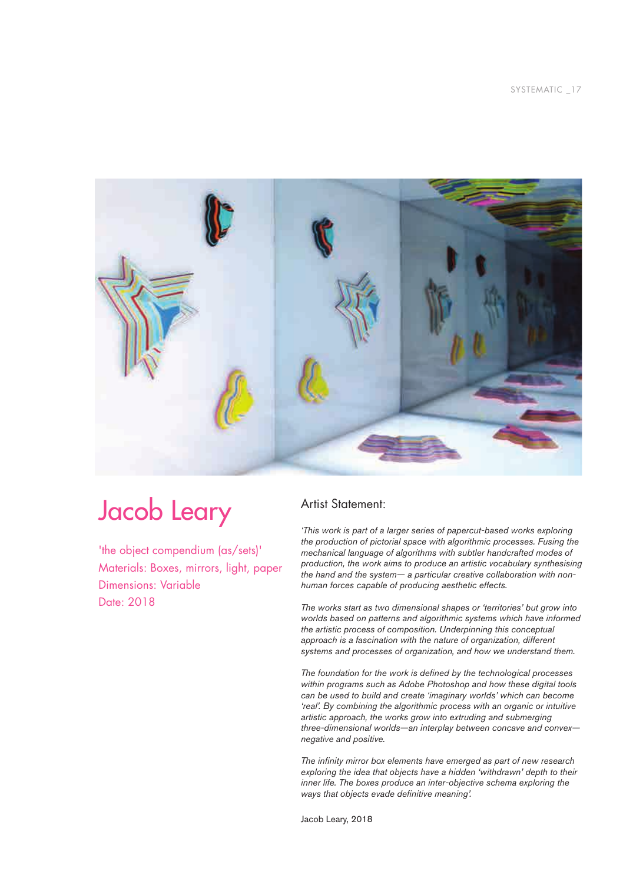# Jacob Leary

'the object compendium (as/sets)'
Materials: Boxes, mirrors, light, paper
Dimensions: Variable
Date: 2018

## Artist Statement:

*'This work is part of a larger series of papercut-based works exploring the production of pictorial space with algorithmic processes. Fusing the mechanical language of algorithms with subtler handcrafted modes of production, the work aims to produce an artistic vocabulary synthesising the hand and the system— a particular creative collaboration with non-human forces capable of producing aesthetic effects.*

*The works start as two dimensional shapes or 'territories' but grow into worlds based on patterns and algorithmic systems which have informed the artistic process of composition. Underpinning this conceptual approach is a fascination with the nature of organization, different systems and processes of organization, and how we understand them.*

*The foundation for the work is defined by the technological processes within programs such as Adobe Photoshop and how these digital tools can be used to build and create 'imaginary worlds' which can become 'real'. By combining the algorithmic process with an organic or intuitive artistic approach, the works grow into extruding and submerging three-dimensional worlds—an interplay between concave and convex—negative and positive.*

*The infinity mirror box elements have emerged as part of new research exploring the idea that objects have a hidden 'withdrawn' depth to their inner life. The boxes produce an inter-objective schema exploring the ways that objects evade definitive meaning'.*

Jacob Leary, 2018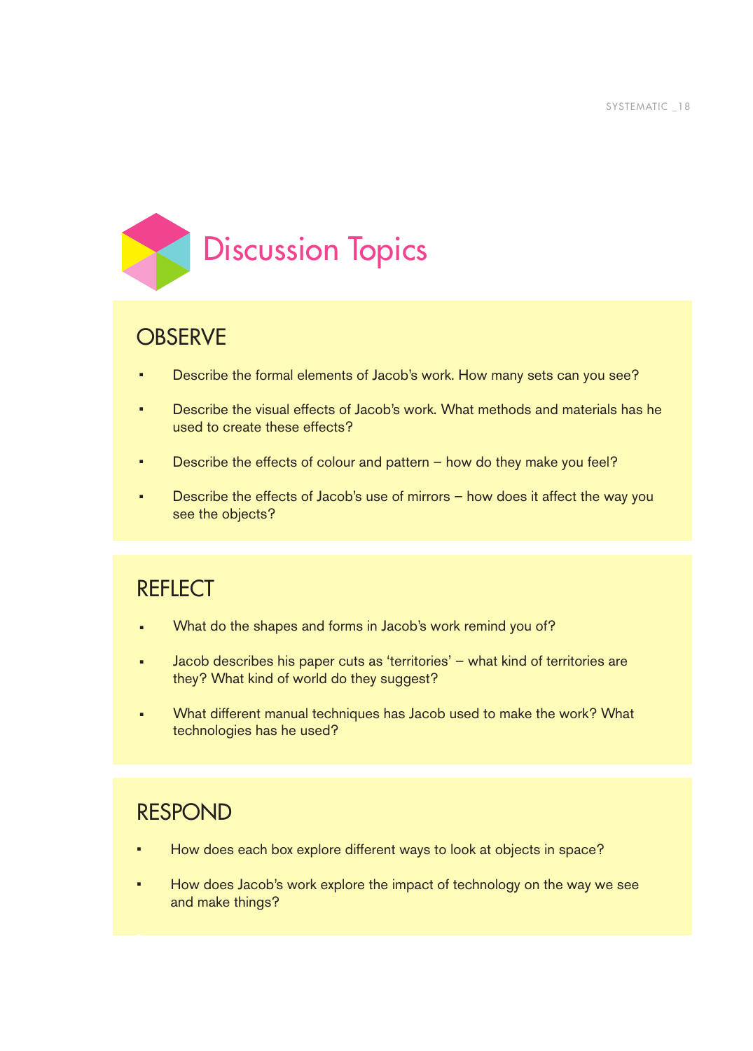# Discussion Topics

## OBSERVE

- Describe the formal elements of Jacob's work. How many sets can you see?
- Describe the visual effects of Jacob's work. What methods and materials has he used to create these effects?
- Describe the effects of colour and pattern – how do they make you feel?
- Describe the effects of Jacob's use of mirrors – how does it affect the way you see the objects?

## REFLECT

- What do the shapes and forms in Jacob's work remind you of?
- Jacob describes his paper cuts as 'territories' – what kind of territories are they? What kind of world do they suggest?
- What different manual techniques has Jacob used to make the work? What technologies has he used?

## RESPOND

- How does each box explore different ways to look at objects in space?
- How does Jacob's work explore the impact of technology on the way we see and make things?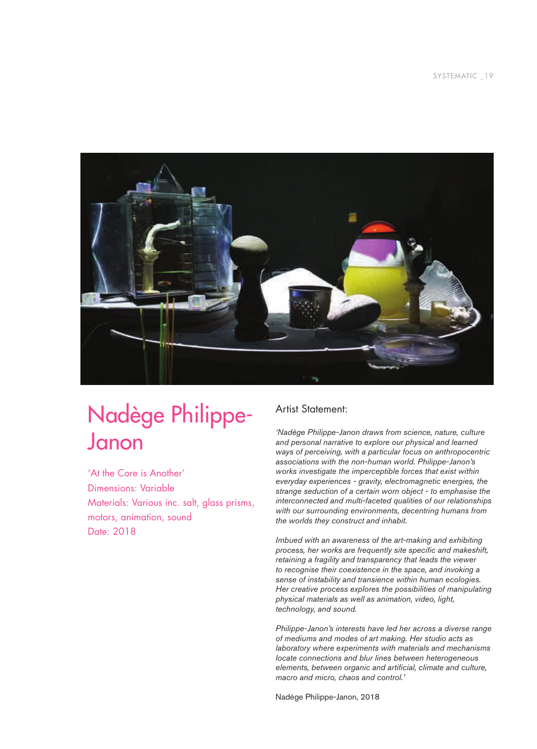# Nadège Philippe-Janon

'At the Core is Another'
Dimensions: Variable
Materials: Various inc. salt, glass prisms, motors, animation, sound
Date: 2018

## Artist Statement:

*'Nadège Philippe-Janon draws from science, nature, culture and personal narrative to explore our physical and learned ways of perceiving, with a particular focus on anthropocentric associations with the non-human world. Philippe-Janon's works investigate the imperceptible forces that exist within everyday experiences - gravity, electromagnetic energies, the strange seduction of a certain worn object - to emphasise the interconnected and multi-faceted qualities of our relationships with our surrounding environments, decentring humans from the worlds they construct and inhabit.*

*Imbued with an awareness of the art-making and exhibiting process, her works are frequently site specific and makeshift, retaining a fragility and transparency that leads the viewer to recognise their coexistence in the space, and invoking a sense of instability and transience within human ecologies. Her creative process explores the possibilities of manipulating physical materials as well as animation, video, light, technology, and sound.*

*Philippe-Janon's interests have led her across a diverse range of mediums and modes of art making. Her studio acts as laboratory where experiments with materials and mechanisms locate connections and blur lines between heterogeneous elements, between organic and artificial, climate and culture, macro and micro, chaos and control.'*

Nadège Philippe-Janon, 2018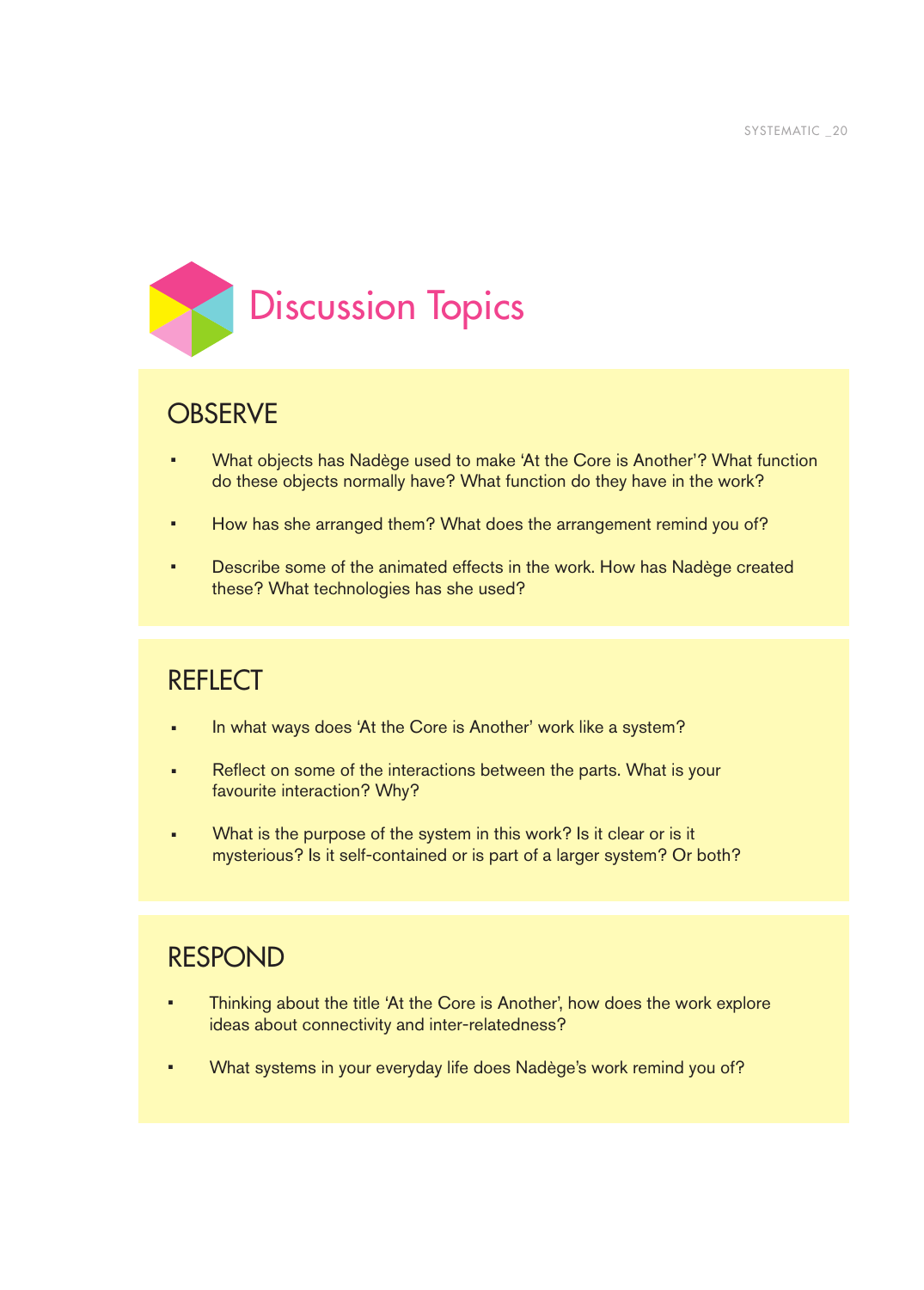# Discussion Topics

## OBSERVE

- What objects has Nadège used to make 'At the Core is Another'? What function do these objects normally have? What function do they have in the work?
- How has she arranged them? What does the arrangement remind you of?
- Describe some of the animated effects in the work. How has Nadège created these? What technologies has she used?

## REFLECT

- In what ways does 'At the Core is Another' work like a system?
- Reflect on some of the interactions between the parts. What is your favourite interaction? Why?
- What is the purpose of the system in this work? Is it clear or is it mysterious? Is it self-contained or is part of a larger system? Or both?

## RESPOND

- Thinking about the title 'At the Core is Another', how does the work explore ideas about connectivity and inter-relatedness?
- What systems in your everyday life does Nadège's work remind you of?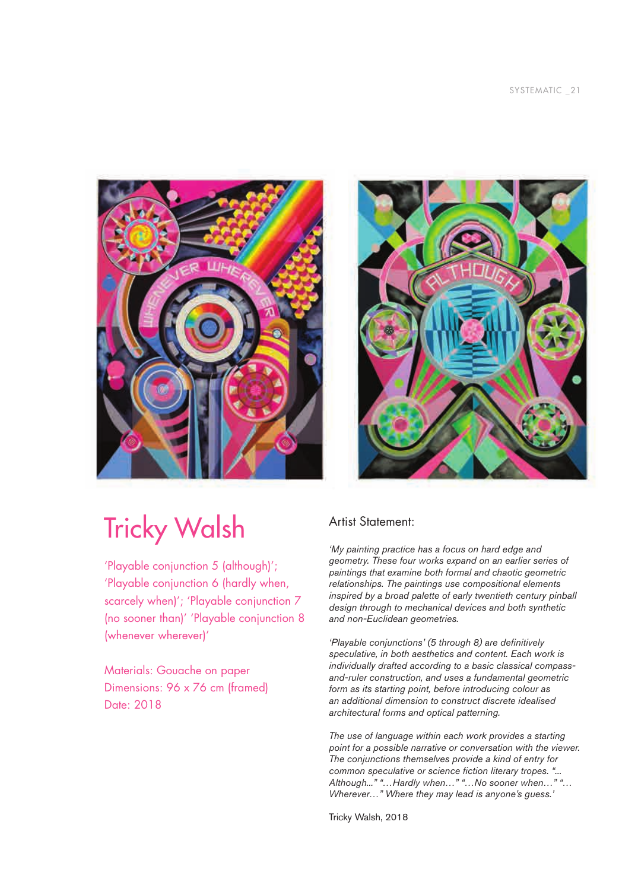# Tricky Walsh

'Playable conjunction 5 (although)'; 'Playable conjunction 6 (hardly when, scarcely when)'; 'Playable conjunction 7 (no sooner than)' 'Playable conjunction 8 (whenever wherever)'

Materials: Gouache on paper
Dimensions: 96 x 76 cm (framed)
Date: 2018

## Artist Statement:

*'My painting practice has a focus on hard edge and geometry. These four works expand on an earlier series of paintings that examine both formal and chaotic geometric relationships. The paintings use compositional elements inspired by a broad palette of early twentieth century pinball design through to mechanical devices and both synthetic and non-Euclidean geometries.*

*'Playable conjunctions' (5 through 8) are definitively speculative, in both aesthetics and content. Each work is individually drafted according to a basic classical compass-and-ruler construction, and uses a fundamental geometric form as its starting point, before introducing colour as an additional dimension to construct discrete idealised architectural forms and optical patterning.*

*The use of language within each work provides a starting point for a possible narrative or conversation with the viewer. The conjunctions themselves provide a kind of entry for common speculative or science fiction literary tropes. "... Although..." "…Hardly when…" "…No sooner when…" "… Wherever…" Where they may lead is anyone's guess.'*

Tricky Walsh, 2018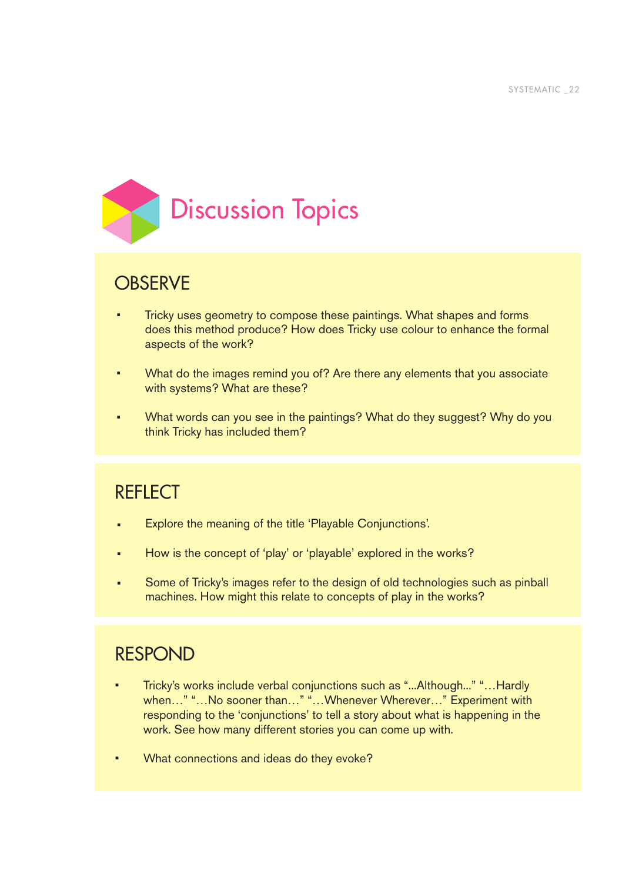# Discussion Topics

## OBSERVE

- Tricky uses geometry to compose these paintings. What shapes and forms does this method produce? How does Tricky use colour to enhance the formal aspects of the work?
- What do the images remind you of? Are there any elements that you associate with systems? What are these?
- What words can you see in the paintings? What do they suggest? Why do you think Tricky has included them?

## REFLECT

- Explore the meaning of the title 'Playable Conjunctions'.
- How is the concept of 'play' or 'playable' explored in the works?
- Some of Tricky's images refer to the design of old technologies such as pinball machines. How might this relate to concepts of play in the works?

## RESPOND

- Tricky's works include verbal conjunctions such as "...Although..." "…Hardly when…" "…No sooner than…" "…Whenever Wherever…" Experiment with responding to the 'conjunctions' to tell a story about what is happening in the work. See how many different stories you can come up with.
- What connections and ideas do they evoke?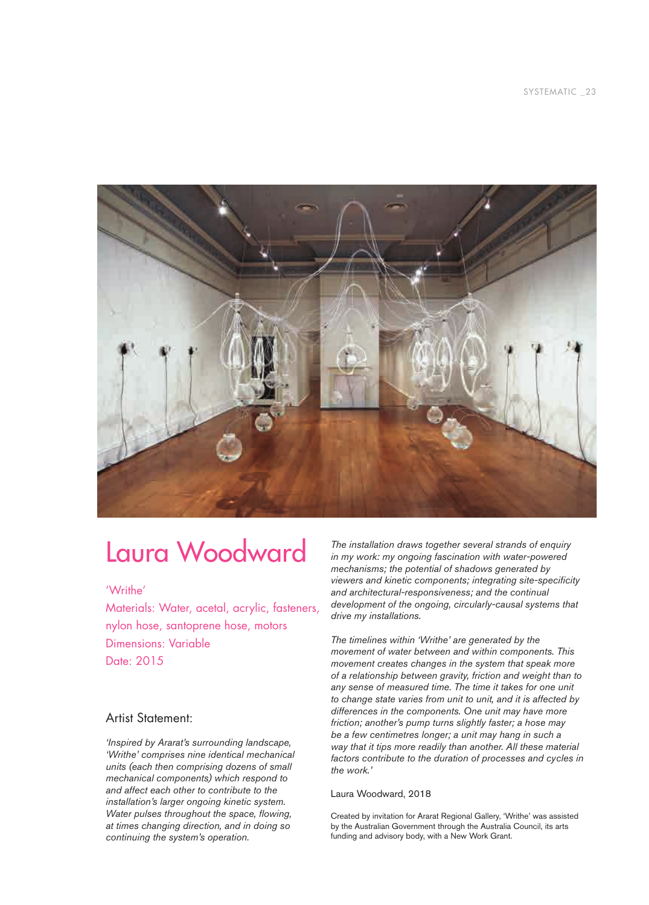# Laura Woodward

'Writhe'
Materials: Water, acetal, acrylic, fasteners, nylon hose, santoprene hose, motors
Dimensions: Variable
Date: 2015

## Artist Statement:

*'Inspired by Ararat's surrounding landscape, 'Writhe' comprises nine identical mechanical units (each then comprising dozens of small mechanical components) which respond to and affect each other to contribute to the installation's larger ongoing kinetic system. Water pulses throughout the space, flowing, at times changing direction, and in doing so continuing the system's operation.*

*The installation draws together several strands of enquiry in my work: my ongoing fascination with water-powered mechanisms; the potential of shadows generated by viewers and kinetic components; integrating site-specificity and architectural-responsiveness; and the continual development of the ongoing, circularly-causal systems that drive my installations.*

*The timelines within 'Writhe' are generated by the movement of water between and within components. This movement creates changes in the system that speak more of a relationship between gravity, friction and weight than to any sense of measured time. The time it takes for one unit to change state varies from unit to unit, and it is affected by differences in the components. One unit may have more friction; another's pump turns slightly faster; a hose may be a few centimetres longer; a unit may hang in such a way that it tips more readily than another. All these material factors contribute to the duration of processes and cycles in the work.'*

Laura Woodward, 2018

Created by invitation for Ararat Regional Gallery, 'Writhe' was assisted by the Australian Government through the Australia Council, its arts funding and advisory body, with a New Work Grant.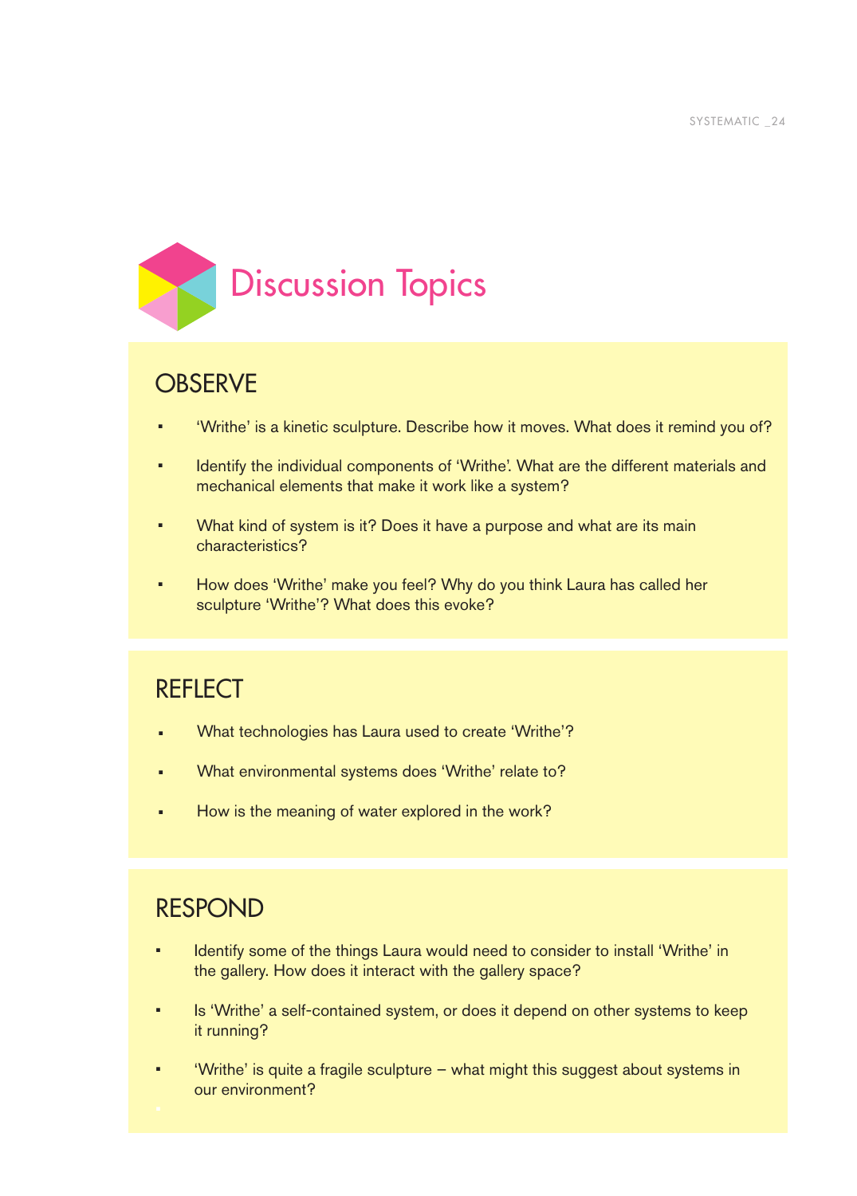# Discussion Topics

## OBSERVE

- 'Writhe' is a kinetic sculpture. Describe how it moves. What does it remind you of?
- Identify the individual components of 'Writhe'. What are the different materials and mechanical elements that make it work like a system?
- What kind of system is it? Does it have a purpose and what are its main characteristics?
- How does 'Writhe' make you feel? Why do you think Laura has called her sculpture 'Writhe'? What does this evoke?

## REFLECT

- What technologies has Laura used to create 'Writhe'?
- What environmental systems does 'Writhe' relate to?
- How is the meaning of water explored in the work?

## RESPOND

- Identify some of the things Laura would need to consider to install 'Writhe' in the gallery. How does it interact with the gallery space?
- Is 'Writhe' a self-contained system, or does it depend on other systems to keep it running?
- 'Writhe' is quite a fragile sculpture – what might this suggest about systems in our environment?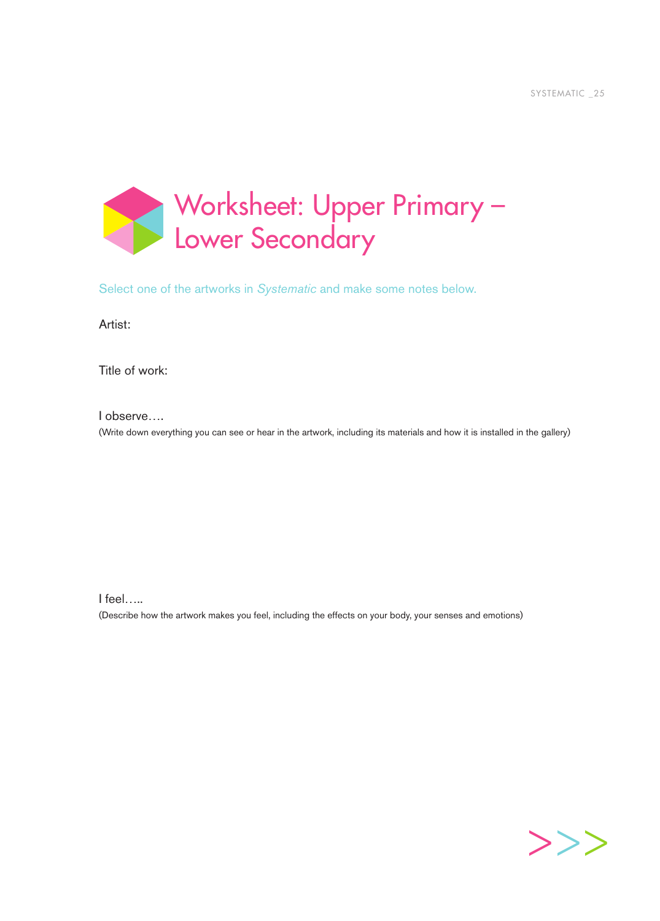# Worksheet: Upper Primary – Lower Secondary

Select one of the artworks in *Systematic* and make some notes below.

Artist:

Title of work:

I observe….

(Write down everything you can see or hear in the artwork, including its materials and how it is installed in the gallery)

I feel…..

(Describe how the artwork makes you feel, including the effects on your body, your senses and emotions)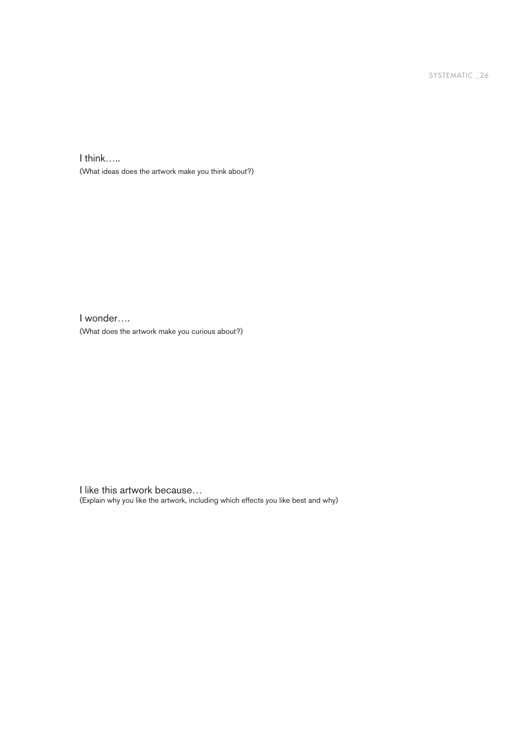I think…..

(What ideas does the artwork make you think about?)

I wonder….

(What does the artwork make you curious about?)

I like this artwork because…

(Explain why you like the artwork, including which effects you like best and why)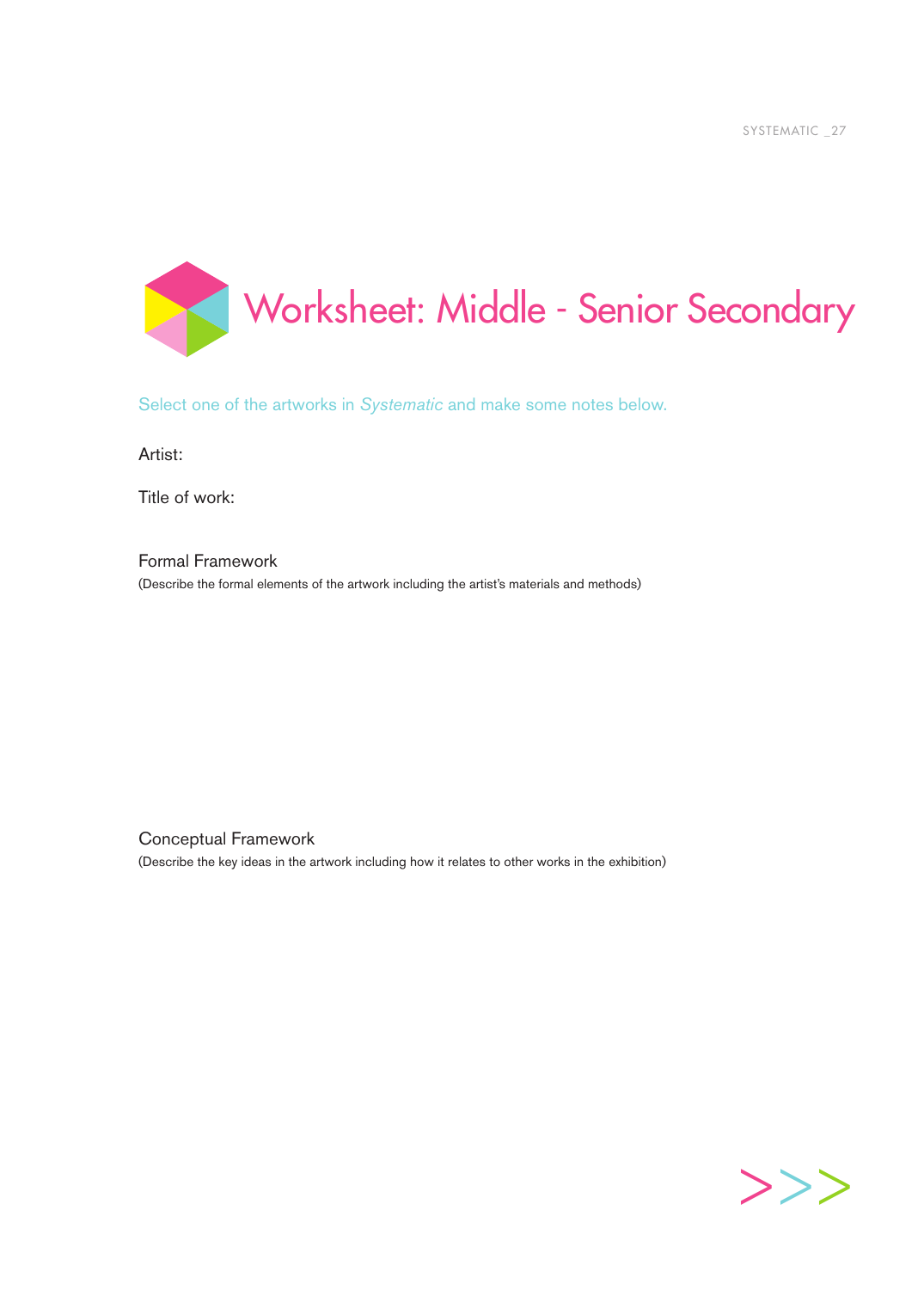# Worksheet: Middle - Senior Secondary

Select one of the artworks in *Systematic* and make some notes below.

Artist:

Title of work:

## Formal Framework

(Describe the formal elements of the artwork including the artist's materials and methods)

## Conceptual Framework

(Describe the key ideas in the artwork including how it relates to other works in the exhibition)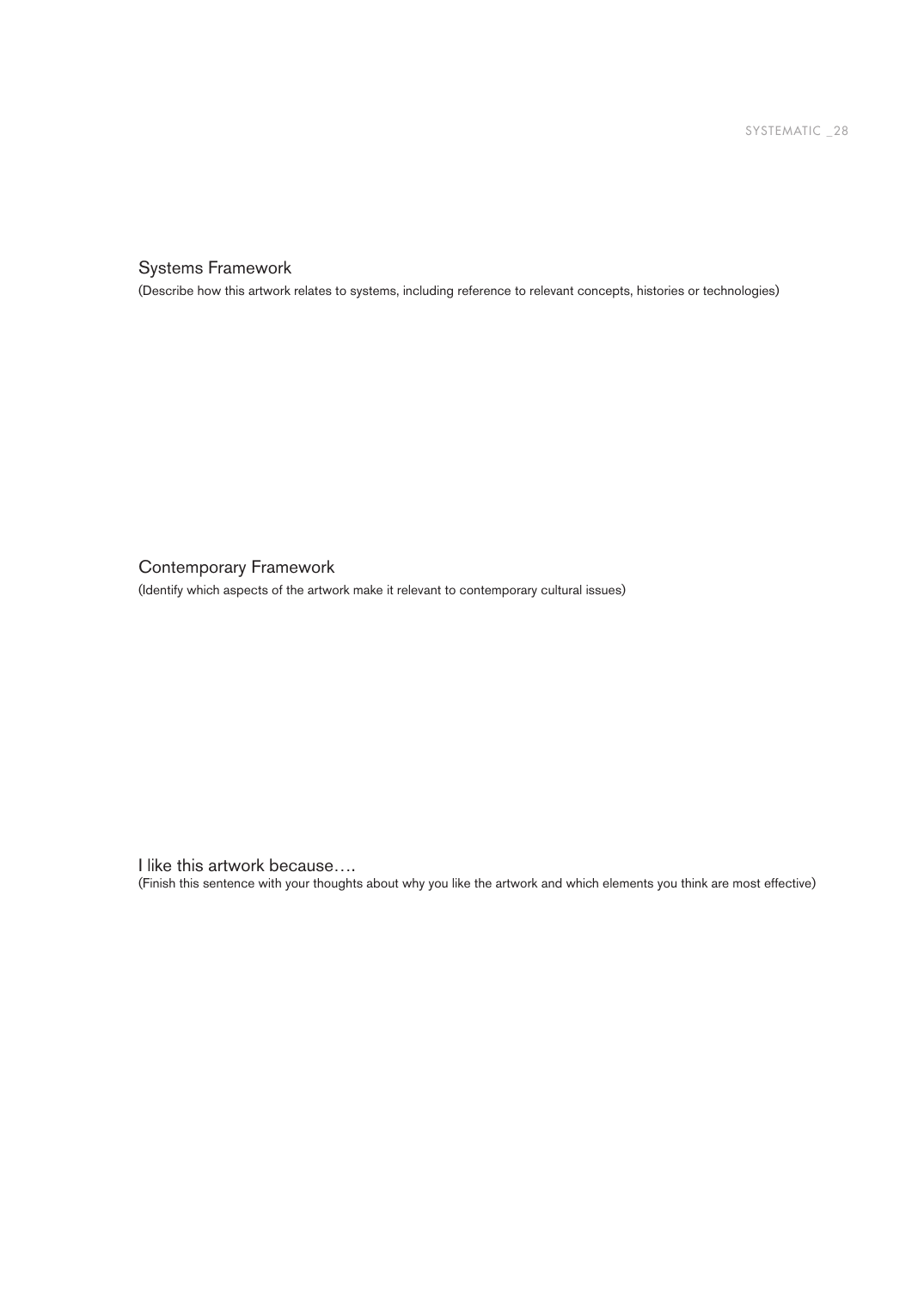## Systems Framework

(Describe how this artwork relates to systems, including reference to relevant concepts, histories or technologies)

## Contemporary Framework

(Identify which aspects of the artwork make it relevant to contemporary cultural issues)

## I like this artwork because….

(Finish this sentence with your thoughts about why you like the artwork and which elements you think are most effective)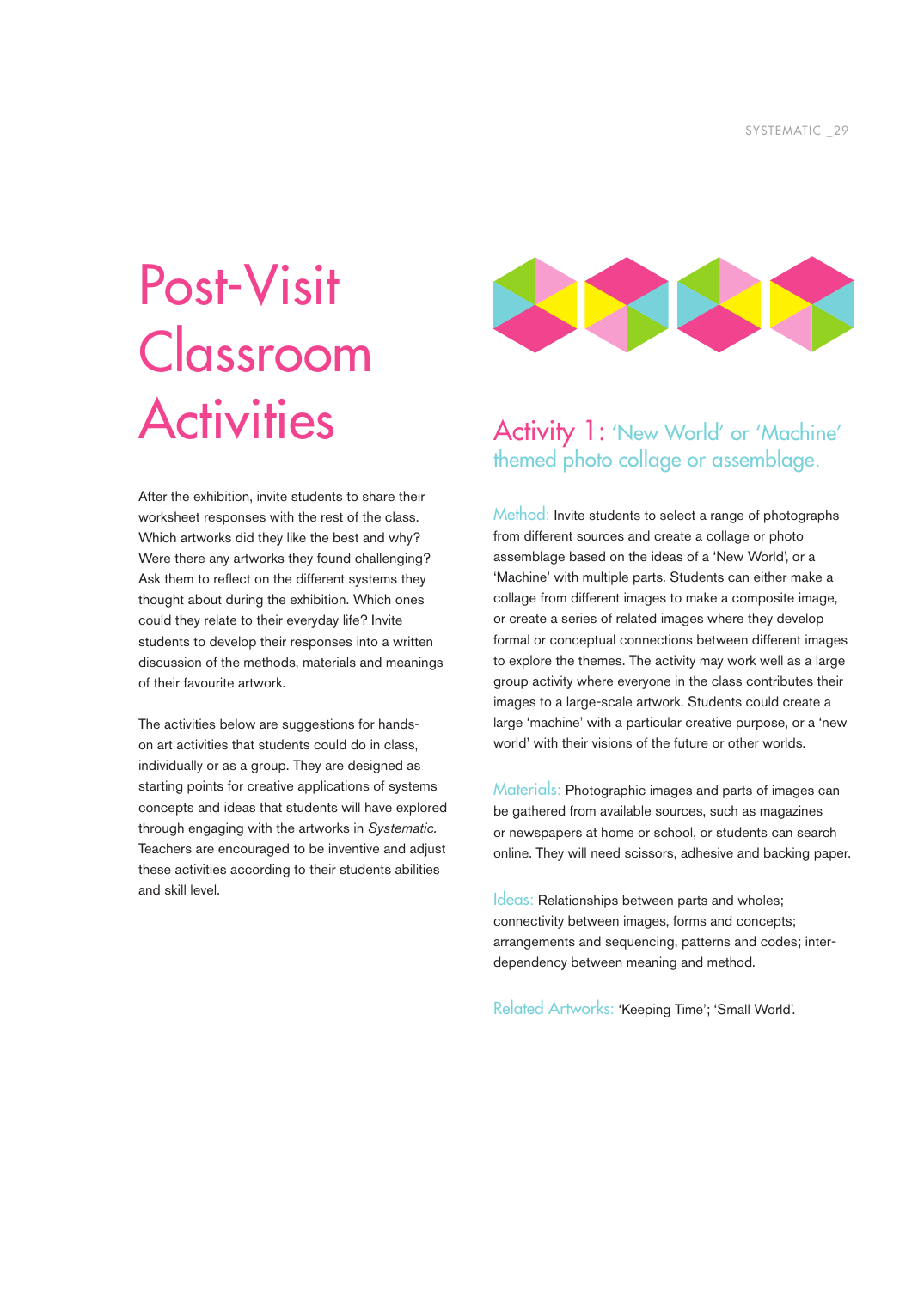# Post-Visit Classroom Activities

After the exhibition, invite students to share their worksheet responses with the rest of the class. Which artworks did they like the best and why? Were there any artworks they found challenging? Ask them to reflect on the different systems they thought about during the exhibition. Which ones could they relate to their everyday life? Invite students to develop their responses into a written discussion of the methods, materials and meanings of their favourite artwork.

The activities below are suggestions for hands-on art activities that students could do in class, individually or as a group. They are designed as starting points for creative applications of systems concepts and ideas that students will have explored through engaging with the artworks in *Systematic.* Teachers are encouraged to be inventive and adjust these activities according to their students abilities and skill level.

## Activity 1: 'New World' or 'Machine' themed photo collage or assemblage.

Method: Invite students to select a range of photographs from different sources and create a collage or photo assemblage based on the ideas of a 'New World', or a 'Machine' with multiple parts. Students can either make a collage from different images to make a composite image, or create a series of related images where they develop formal or conceptual connections between different images to explore the themes. The activity may work well as a large group activity where everyone in the class contributes their images to a large-scale artwork. Students could create a large 'machine' with a particular creative purpose, or a 'new world' with their visions of the future or other worlds.

Materials: Photographic images and parts of images can be gathered from available sources, such as magazines or newspapers at home or school, or students can search online. They will need scissors, adhesive and backing paper.

Ideas: Relationships between parts and wholes; connectivity between images, forms and concepts; arrangements and sequencing, patterns and codes; inter-dependency between meaning and method.

Related Artworks: 'Keeping Time'; 'Small World'.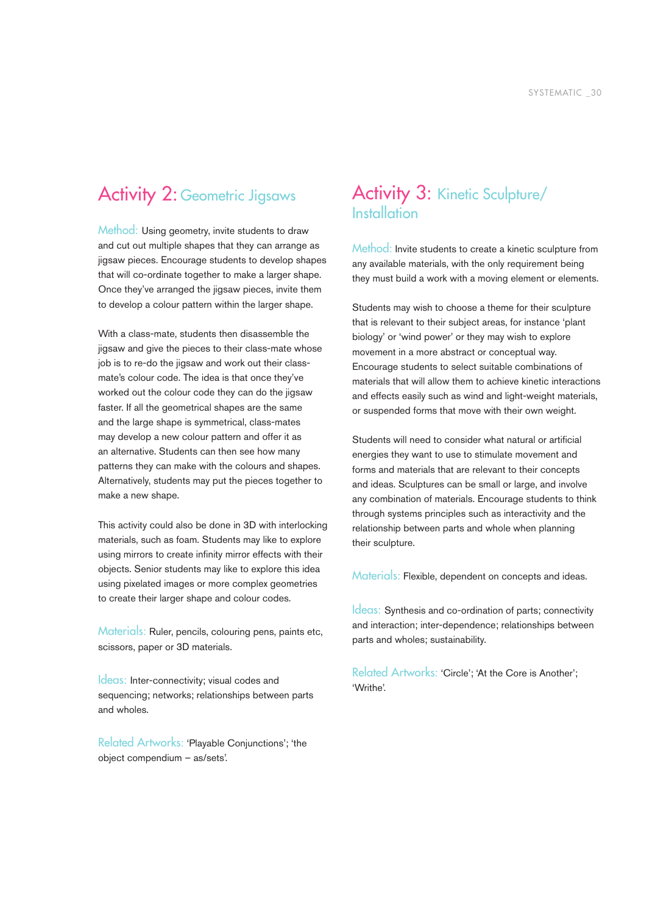## Activity 2: Geometric Jigsaws

Method: Using geometry, invite students to draw and cut out multiple shapes that they can arrange as jigsaw pieces. Encourage students to develop shapes that will co-ordinate together to make a larger shape. Once they've arranged the jigsaw pieces, invite them to develop a colour pattern within the larger shape.

With a class-mate, students then disassemble the jigsaw and give the pieces to their class-mate whose job is to re-do the jigsaw and work out their class-mate's colour code. The idea is that once they've worked out the colour code they can do the jigsaw faster. If all the geometrical shapes are the same and the large shape is symmetrical, class-mates may develop a new colour pattern and offer it as an alternative. Students can then see how many patterns they can make with the colours and shapes. Alternatively, students may put the pieces together to make a new shape.

This activity could also be done in 3D with interlocking materials, such as foam. Students may like to explore using mirrors to create infinity mirror effects with their objects. Senior students may like to explore this idea using pixelated images or more complex geometries to create their larger shape and colour codes.

Materials: Ruler, pencils, colouring pens, paints etc, scissors, paper or 3D materials.

Ideas: Inter-connectivity; visual codes and sequencing; networks; relationships between parts and wholes.

Related Artworks: 'Playable Conjunctions'; 'the object compendium – as/sets'.

## Activity 3: Kinetic Sculpture/Installation

Method: Invite students to create a kinetic sculpture from any available materials, with the only requirement being they must build a work with a moving element or elements.

Students may wish to choose a theme for their sculpture that is relevant to their subject areas, for instance 'plant biology' or 'wind power' or they may wish to explore movement in a more abstract or conceptual way. Encourage students to select suitable combinations of materials that will allow them to achieve kinetic interactions and effects easily such as wind and light-weight materials, or suspended forms that move with their own weight.

Students will need to consider what natural or artificial energies they want to use to stimulate movement and forms and materials that are relevant to their concepts and ideas. Sculptures can be small or large, and involve any combination of materials. Encourage students to think through systems principles such as interactivity and the relationship between parts and whole when planning their sculpture.

Materials: Flexible, dependent on concepts and ideas.

Ideas: Synthesis and co-ordination of parts; connectivity and interaction; inter-dependence; relationships between parts and wholes; sustainability.

Related Artworks: 'Circle'; 'At the Core is Another'; 'Writhe'.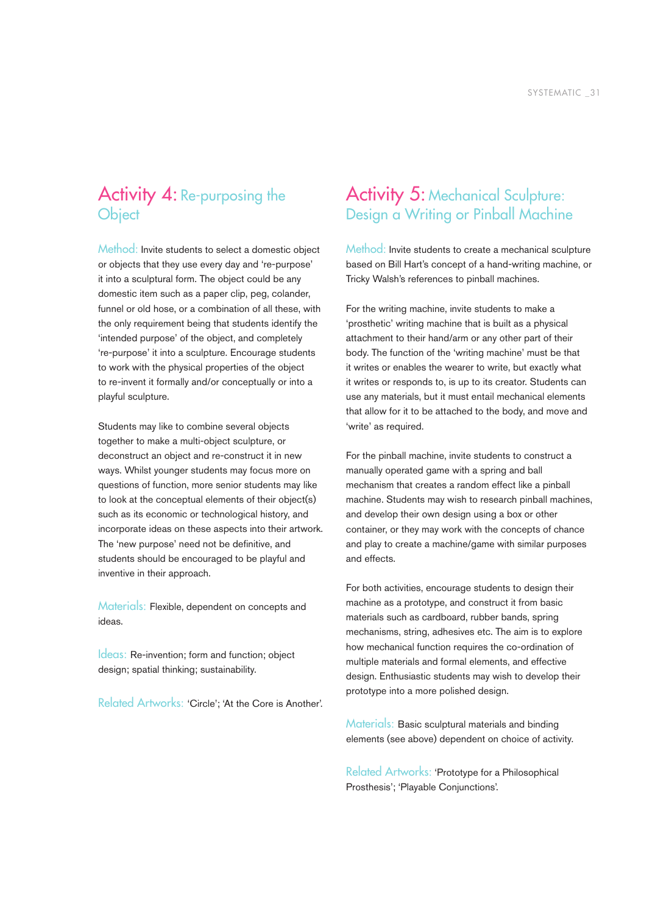## Activity 4: Re-purposing the Object

**Method:** Invite students to select a domestic object or objects that they use every day and 're-purpose' it into a sculptural form. The object could be any domestic item such as a paper clip, peg, colander, funnel or old hose, or a combination of all these, with the only requirement being that students identify the 'intended purpose' of the object, and completely 're-purpose' it into a sculpture. Encourage students to work with the physical properties of the object to re-invent it formally and/or conceptually or into a playful sculpture.

Students may like to combine several objects together to make a multi-object sculpture, or deconstruct an object and re-construct it in new ways. Whilst younger students may focus more on questions of function, more senior students may like to look at the conceptual elements of their object(s) such as its economic or technological history, and incorporate ideas on these aspects into their artwork. The 'new purpose' need not be definitive, and students should be encouraged to be playful and inventive in their approach.

**Materials:** Flexible, dependent on concepts and ideas.

**Ideas:** Re-invention; form and function; object design; spatial thinking; sustainability.

**Related Artworks:** 'Circle'; 'At the Core is Another'.

## Activity 5: Mechanical Sculpture: Design a Writing or Pinball Machine

**Method:** Invite students to create a mechanical sculpture based on Bill Hart's concept of a hand-writing machine, or Tricky Walsh's references to pinball machines.

For the writing machine, invite students to make a 'prosthetic' writing machine that is built as a physical attachment to their hand/arm or any other part of their body. The function of the 'writing machine' must be that it writes or enables the wearer to write, but exactly what it writes or responds to, is up to its creator. Students can use any materials, but it must entail mechanical elements that allow for it to be attached to the body, and move and 'write' as required.

For the pinball machine, invite students to construct a manually operated game with a spring and ball mechanism that creates a random effect like a pinball machine. Students may wish to research pinball machines, and develop their own design using a box or other container, or they may work with the concepts of chance and play to create a machine/game with similar purposes and effects.

For both activities, encourage students to design their machine as a prototype, and construct it from basic materials such as cardboard, rubber bands, spring mechanisms, string, adhesives etc. The aim is to explore how mechanical function requires the co-ordination of multiple materials and formal elements, and effective design. Enthusiastic students may wish to develop their prototype into a more polished design.

**Materials:** Basic sculptural materials and binding elements (see above) dependent on choice of activity.

**Related Artworks:** 'Prototype for a Philosophical Prosthesis'; 'Playable Conjunctions'.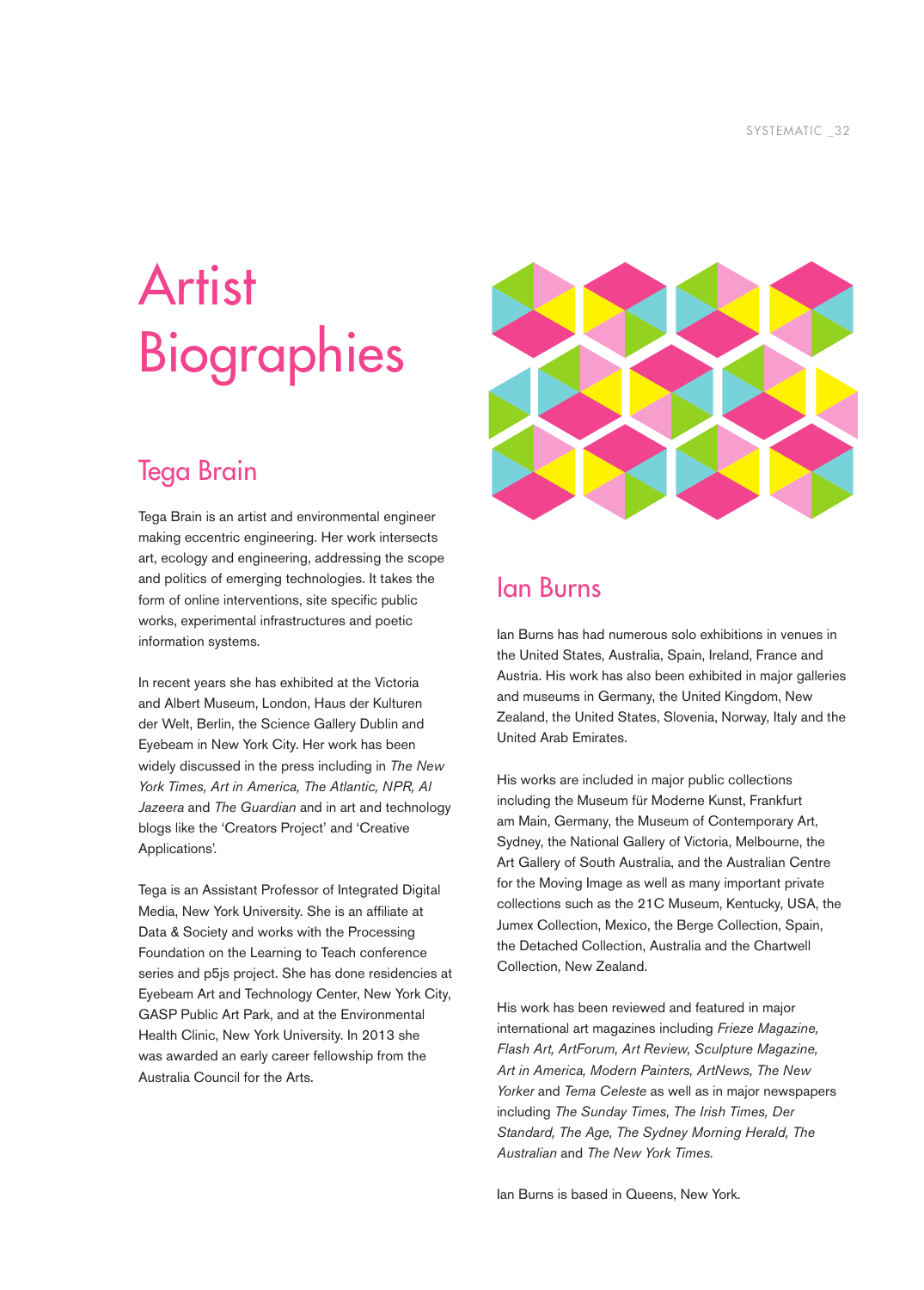# Artist Biographies

## Tega Brain

Tega Brain is an artist and environmental engineer making eccentric engineering. Her work intersects art, ecology and engineering, addressing the scope and politics of emerging technologies. It takes the form of online interventions, site specific public works, experimental infrastructures and poetic information systems.

In recent years she has exhibited at the Victoria and Albert Museum, London, Haus der Kulturen der Welt, Berlin, the Science Gallery Dublin and Eyebeam in New York City. Her work has been widely discussed in the press including in *The New York Times, Art in America, The Atlantic, NPR, Al Jazeera* and *The Guardian* and in art and technology blogs like the 'Creators Project' and 'Creative Applications'.

Tega is an Assistant Professor of Integrated Digital Media, New York University. She is an affiliate at Data & Society and works with the Processing Foundation on the Learning to Teach conference series and p5js project. She has done residencies at Eyebeam Art and Technology Center, New York City, GASP Public Art Park, and at the Environmental Health Clinic, New York University. In 2013 she was awarded an early career fellowship from the Australia Council for the Arts.

## Ian Burns

Ian Burns has had numerous solo exhibitions in venues in the United States, Australia, Spain, Ireland, France and Austria. His work has also been exhibited in major galleries and museums in Germany, the United Kingdom, New Zealand, the United States, Slovenia, Norway, Italy and the United Arab Emirates.

His works are included in major public collections including the Museum für Moderne Kunst, Frankfurt am Main, Germany, the Museum of Contemporary Art, Sydney, the National Gallery of Victoria, Melbourne, the Art Gallery of South Australia, and the Australian Centre for the Moving Image as well as many important private collections such as the 21C Museum, Kentucky, USA, the Jumex Collection, Mexico, the Berge Collection, Spain, the Detached Collection, Australia and the Chartwell Collection, New Zealand.

His work has been reviewed and featured in major international art magazines including *Frieze Magazine, Flash Art, ArtForum, Art Review, Sculpture Magazine, Art in America, Modern Painters, ArtNews, The New Yorker* and *Tema Celeste* as well as in major newspapers including *The Sunday Times, The Irish Times, Der Standard, The Age, The Sydney Morning Herald, The Australian* and *The New York Times.*

Ian Burns is based in Queens, New York.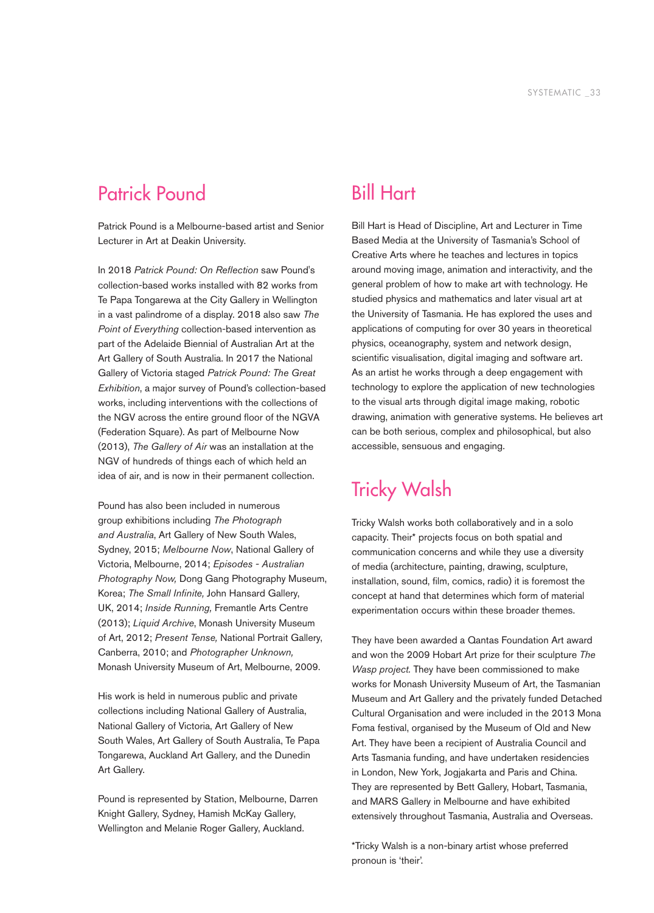## Patrick Pound

Patrick Pound is a Melbourne-based artist and Senior Lecturer in Art at Deakin University.

In 2018 *Patrick Pound: On Reflection* saw Pound's collection-based works installed with 82 works from Te Papa Tongarewa at the City Gallery in Wellington in a vast palindrome of a display. 2018 also saw *The Point of Everything* collection-based intervention as part of the Adelaide Biennial of Australian Art at the Art Gallery of South Australia. In 2017 the National Gallery of Victoria staged *Patrick Pound: The Great Exhibition*, a major survey of Pound's collection-based works, including interventions with the collections of the NGV across the entire ground floor of the NGVA (Federation Square). As part of Melbourne Now (2013), *The Gallery of Air* was an installation at the NGV of hundreds of things each of which held an idea of air, and is now in their permanent collection.

Pound has also been included in numerous group exhibitions including *The Photograph and Australia*, Art Gallery of New South Wales, Sydney, 2015; *Melbourne Now*, National Gallery of Victoria, Melbourne, 2014; *Episodes - Australian Photography Now,* Dong Gang Photography Museum, Korea; *The Small Infinite,* John Hansard Gallery, UK, 2014; *Inside Running,* Fremantle Arts Centre (2013); *Liquid Archive*, Monash University Museum of Art, 2012; *Present Tense,* National Portrait Gallery, Canberra, 2010; and *Photographer Unknown,* Monash University Museum of Art, Melbourne, 2009.

His work is held in numerous public and private collections including National Gallery of Australia, National Gallery of Victoria, Art Gallery of New South Wales, Art Gallery of South Australia, Te Papa Tongarewa, Auckland Art Gallery, and the Dunedin Art Gallery.

Pound is represented by Station, Melbourne, Darren Knight Gallery, Sydney, Hamish McKay Gallery, Wellington and Melanie Roger Gallery, Auckland.

## Bill Hart

Bill Hart is Head of Discipline, Art and Lecturer in Time Based Media at the University of Tasmania's School of Creative Arts where he teaches and lectures in topics around moving image, animation and interactivity, and the general problem of how to make art with technology. He studied physics and mathematics and later visual art at the University of Tasmania. He has explored the uses and applications of computing for over 30 years in theoretical physics, oceanography, system and network design, scientific visualisation, digital imaging and software art. As an artist he works through a deep engagement with technology to explore the application of new technologies to the visual arts through digital image making, robotic drawing, animation with generative systems. He believes art can be both serious, complex and philosophical, but also accessible, sensuous and engaging.

## Tricky Walsh

Tricky Walsh works both collaboratively and in a solo capacity. Their* projects focus on both spatial and communication concerns and while they use a diversity of media (architecture, painting, drawing, sculpture, installation, sound, film, comics, radio) it is foremost the concept at hand that determines which form of material experimentation occurs within these broader themes.

They have been awarded a Qantas Foundation Art award and won the 2009 Hobart Art prize for their sculpture *The Wasp project.* They have been commissioned to make works for Monash University Museum of Art, the Tasmanian Museum and Art Gallery and the privately funded Detached Cultural Organisation and were included in the 2013 Mona Foma festival, organised by the Museum of Old and New Art. They have been a recipient of Australia Council and Arts Tasmania funding, and have undertaken residencies in London, New York, Jogjakarta and Paris and China. They are represented by Bett Gallery, Hobart, Tasmania, and MARS Gallery in Melbourne and have exhibited extensively throughout Tasmania, Australia and Overseas.

*Tricky Walsh is a non-binary artist whose preferred pronoun is 'their'.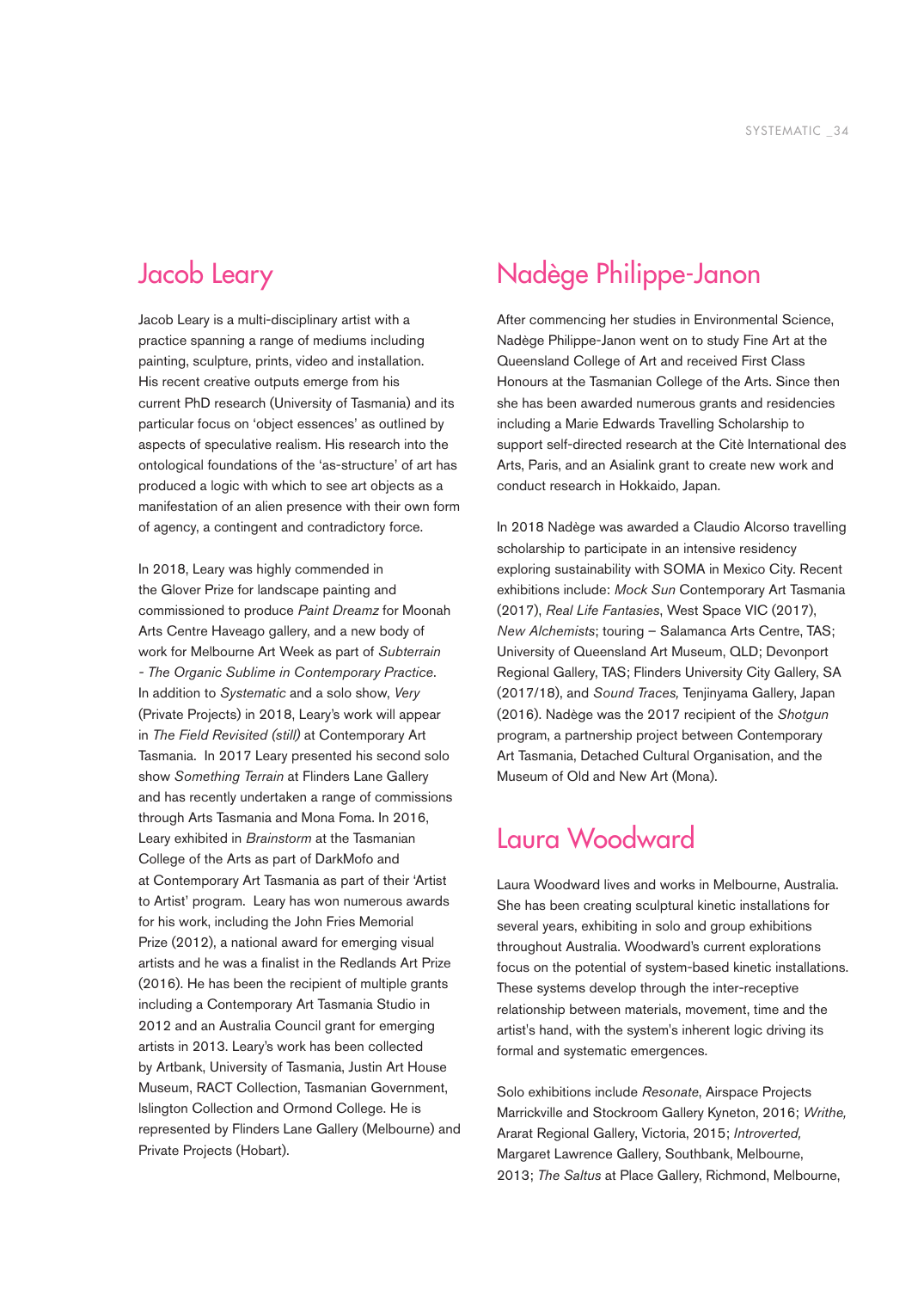## Jacob Leary

Jacob Leary is a multi-disciplinary artist with a practice spanning a range of mediums including painting, sculpture, prints, video and installation. His recent creative outputs emerge from his current PhD research (University of Tasmania) and its particular focus on 'object essences' as outlined by aspects of speculative realism. His research into the ontological foundations of the 'as-structure' of art has produced a logic with which to see art objects as a manifestation of an alien presence with their own form of agency, a contingent and contradictory force.

In 2018, Leary was highly commended in the Glover Prize for landscape painting and commissioned to produce *Paint Dreamz* for Moonah Arts Centre Haveago gallery, and a new body of work for Melbourne Art Week as part of *Subterrain - The Organic Sublime in Contemporary Practice*. In addition to *Systematic* and a solo show, *Very* (Private Projects) in 2018, Leary's work will appear in *The Field Revisited (still)* at Contemporary Art Tasmania. In 2017 Leary presented his second solo show *Something Terrain* at Flinders Lane Gallery and has recently undertaken a range of commissions through Arts Tasmania and Mona Foma. In 2016, Leary exhibited in *Brainstorm* at the Tasmanian College of the Arts as part of DarkMofo and at Contemporary Art Tasmania as part of their 'Artist to Artist' program. Leary has won numerous awards for his work, including the John Fries Memorial Prize (2012), a national award for emerging visual artists and he was a finalist in the Redlands Art Prize (2016). He has been the recipient of multiple grants including a Contemporary Art Tasmania Studio in 2012 and an Australia Council grant for emerging artists in 2013. Leary's work has been collected by Artbank, University of Tasmania, Justin Art House Museum, RACT Collection, Tasmanian Government, Islington Collection and Ormond College. He is represented by Flinders Lane Gallery (Melbourne) and Private Projects (Hobart).

## Nadège Philippe-Janon

After commencing her studies in Environmental Science, Nadège Philippe-Janon went on to study Fine Art at the Queensland College of Art and received First Class Honours at the Tasmanian College of the Arts. Since then she has been awarded numerous grants and residencies including a Marie Edwards Travelling Scholarship to support self-directed research at the Citè International des Arts, Paris, and an Asialink grant to create new work and conduct research in Hokkaido, Japan.

In 2018 Nadège was awarded a Claudio Alcorso travelling scholarship to participate in an intensive residency exploring sustainability with SOMA in Mexico City. Recent exhibitions include: *Mock Sun* Contemporary Art Tasmania (2017), *Real Life Fantasies*, West Space VIC (2017), *New Alchemists*; touring – Salamanca Arts Centre, TAS; University of Queensland Art Museum, QLD; Devonport Regional Gallery, TAS; Flinders University City Gallery, SA (2017/18), and *Sound Traces,* Tenjinyama Gallery, Japan (2016). Nadège was the 2017 recipient of the *Shotgun* program, a partnership project between Contemporary Art Tasmania, Detached Cultural Organisation, and the Museum of Old and New Art (Mona).

## Laura Woodward

Laura Woodward lives and works in Melbourne, Australia. She has been creating sculptural kinetic installations for several years, exhibiting in solo and group exhibitions throughout Australia. Woodward's current explorations focus on the potential of system-based kinetic installations. These systems develop through the inter-receptive relationship between materials, movement, time and the artist's hand, with the system's inherent logic driving its formal and systematic emergences.

Solo exhibitions include *Resonate*, Airspace Projects Marrickville and Stockroom Gallery Kyneton, 2016; *Writhe,* Ararat Regional Gallery, Victoria, 2015; *Introverted,* Margaret Lawrence Gallery, Southbank, Melbourne, 2013; *The Saltus* at Place Gallery, Richmond, Melbourne,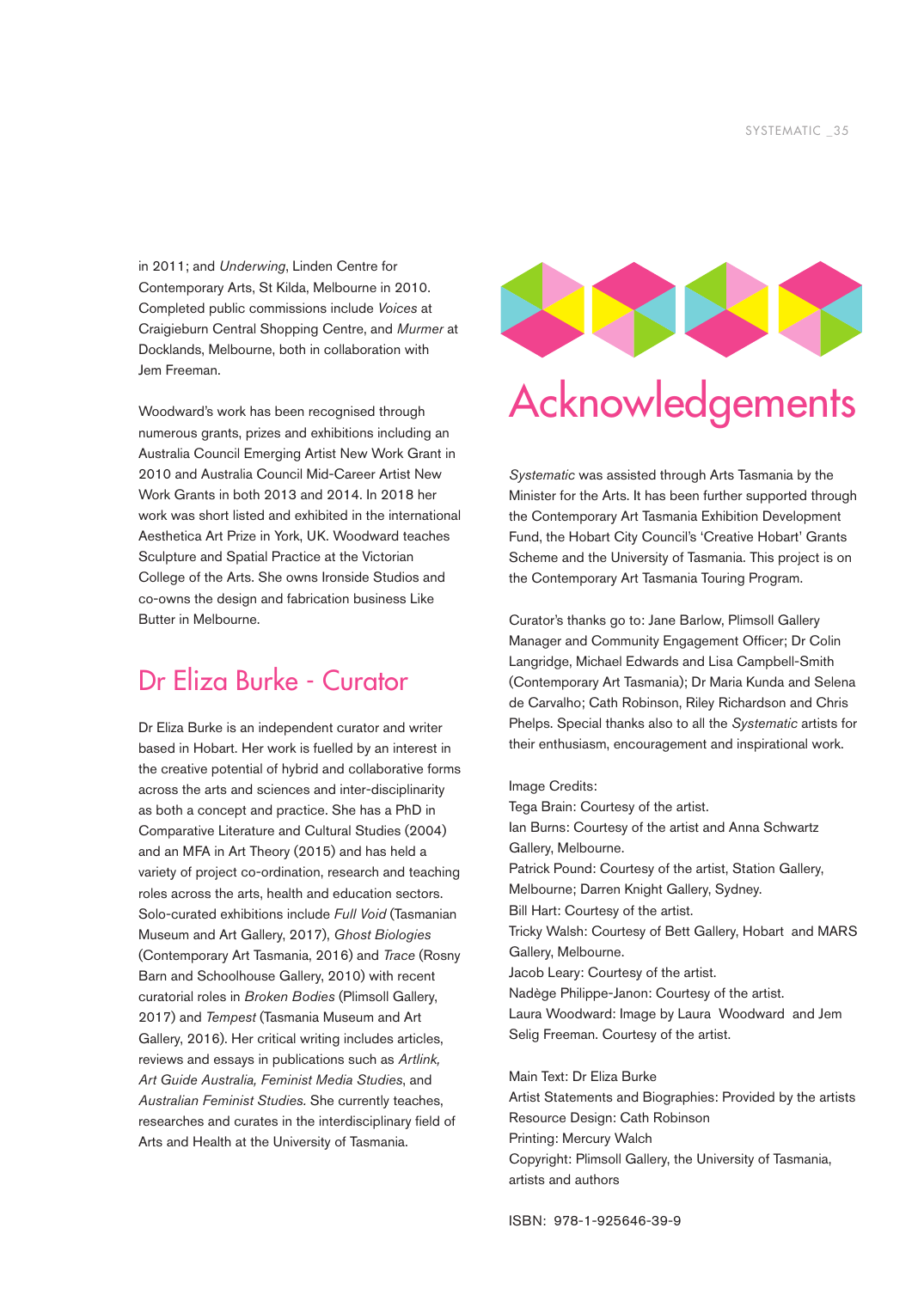in 2011; and *Underwing*, Linden Centre for Contemporary Arts, St Kilda, Melbourne in 2010. Completed public commissions include *Voices* at Craigieburn Central Shopping Centre, and *Murmer* at Docklands, Melbourne, both in collaboration with Jem Freeman.

Woodward's work has been recognised through numerous grants, prizes and exhibitions including an Australia Council Emerging Artist New Work Grant in 2010 and Australia Council Mid-Career Artist New Work Grants in both 2013 and 2014. In 2018 her work was short listed and exhibited in the international Aesthetica Art Prize in York, UK. Woodward teaches Sculpture and Spatial Practice at the Victorian College of the Arts. She owns Ironside Studios and co-owns the design and fabrication business Like Butter in Melbourne.

## Dr Eliza Burke - Curator

Dr Eliza Burke is an independent curator and writer based in Hobart. Her work is fuelled by an interest in the creative potential of hybrid and collaborative forms across the arts and sciences and inter-disciplinarity as both a concept and practice. She has a PhD in Comparative Literature and Cultural Studies (2004) and an MFA in Art Theory (2015) and has held a variety of project co-ordination, research and teaching roles across the arts, health and education sectors. Solo-curated exhibitions include *Full Void* (Tasmanian Museum and Art Gallery, 2017), *Ghost Biologies* (Contemporary Art Tasmania, 2016) and *Trace* (Rosny Barn and Schoolhouse Gallery, 2010) with recent curatorial roles in *Broken Bodies* (Plimsoll Gallery, 2017) and *Tempest* (Tasmania Museum and Art Gallery, 2016). Her critical writing includes articles, reviews and essays in publications such as *Artlink, Art Guide Australia, Feminist Media Studies*, and *Australian Feminist Studies.* She currently teaches, researches and curates in the interdisciplinary field of Arts and Health at the University of Tasmania.

# Acknowledgements

*Systematic* was assisted through Arts Tasmania by the Minister for the Arts. It has been further supported through the Contemporary Art Tasmania Exhibition Development Fund, the Hobart City Council's 'Creative Hobart' Grants Scheme and the University of Tasmania. This project is on the Contemporary Art Tasmania Touring Program.

Curator's thanks go to: Jane Barlow, Plimsoll Gallery Manager and Community Engagement Officer; Dr Colin Langridge, Michael Edwards and Lisa Campbell-Smith (Contemporary Art Tasmania); Dr Maria Kunda and Selena de Carvalho; Cath Robinson, Riley Richardson and Chris Phelps. Special thanks also to all the *Systematic* artists for their enthusiasm, encouragement and inspirational work.

Image Credits:  
Tega Brain: Courtesy of the artist.  
Ian Burns: Courtesy of the artist and Anna Schwartz Gallery, Melbourne.  
Patrick Pound: Courtesy of the artist, Station Gallery, Melbourne; Darren Knight Gallery, Sydney.  
Bill Hart: Courtesy of the artist.  
Tricky Walsh: Courtesy of Bett Gallery, Hobart and MARS Gallery, Melbourne.  
Jacob Leary: Courtesy of the artist.  
Nadège Philippe-Janon: Courtesy of the artist.  
Laura Woodward: Image by Laura Woodward and Jem Selig Freeman. Courtesy of the artist.

Main Text: Dr Eliza Burke  
Artist Statements and Biographies: Provided by the artists  
Resource Design: Cath Robinson  
Printing: Mercury Walch  
Copyright: Plimsoll Gallery, the University of Tasmania, artists and authors

ISBN: 978-1-925646-39-9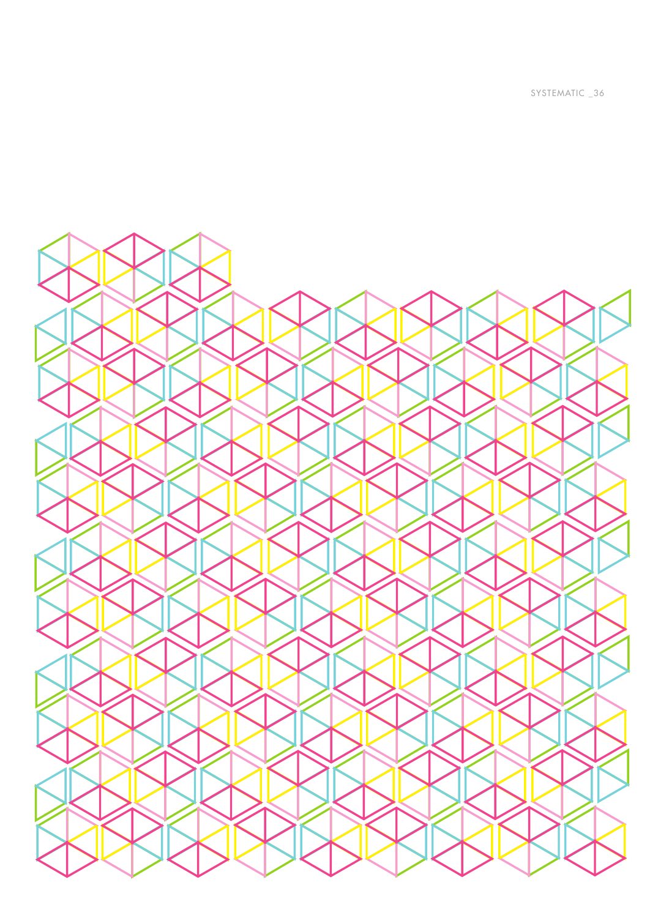SYSTEMATIC _36